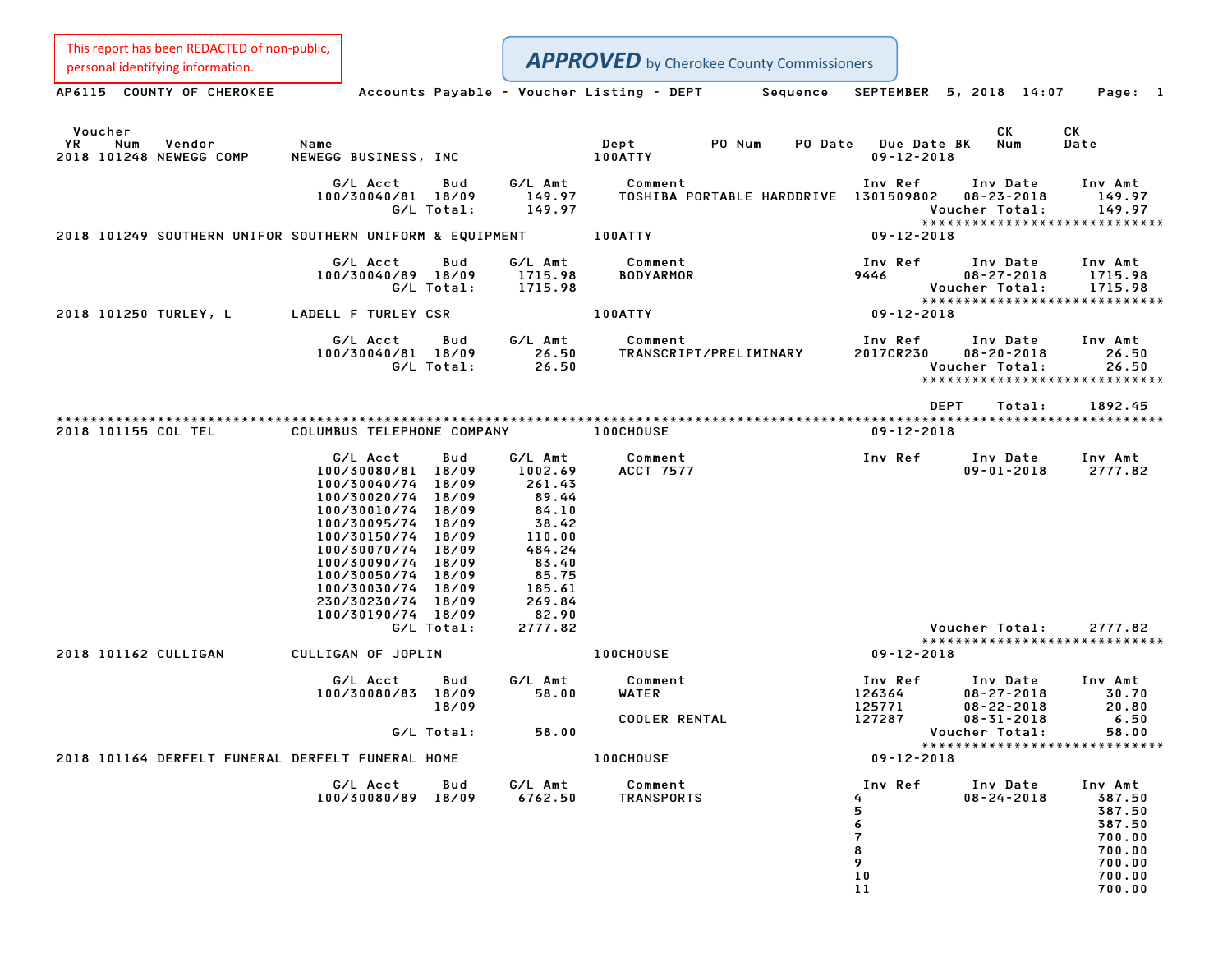This report has been REDACTED of non-public, personal identifying information.

**APPROVED** by Cherokee County Commissioners

AP6115 COUNTY OF CHEROKEE — Accounts Payable - Voucher Listing - DEPT Sequence — SEPTEMBER 5, 2018 14:07

| Voucher YR | Num | Vendor | Name | Dept | PO Num | PO Date | Due Date BK | CK Num | CK Date |
|---|---|---|---|---|---|---|---|---|---|
| 2018 | 101248 | NEWEGG COMP | NEWEGG BUSINESS, INC | 100ATTY | | | 09-12-2018 | | |

| G/L Acct | Bud | G/L Amt | Comment | Inv Ref | Inv Date | Inv Amt |
|---|---|---|---|---|---|---|
| 100/30040/81 | 18/09 | 149.97 | TOSHIBA PORTABLE HARDDRIVE | 1301509802 | 08-23-2018 | 149.97 |
| | G/L Total: | 149.97 | | | Voucher Total: | 149.97 |

| Voucher YR | Num | Vendor | Name | Dept | PO Num | PO Date | Due Date BK | CK Num | CK Date |
|---|---|---|---|---|---|---|---|---|---|
| 2018 | 101249 | SOUTHERN UNIFOR | SOUTHERN UNIFORM & EQUIPMENT | 100ATTY | | | 09-12-2018 | | |

| G/L Acct | Bud | G/L Amt | Comment | Inv Ref | Inv Date | Inv Amt |
|---|---|---|---|---|---|---|
| 100/30040/89 | 18/09 | 1715.98 | BODYARMOR | 9446 | 08-27-2018 | 1715.98 |
| | G/L Total: | 1715.98 | | | Voucher Total: | 1715.98 |

| Voucher YR | Num | Vendor | Name | Dept | PO Num | PO Date | Due Date BK | CK Num | CK Date |
|---|---|---|---|---|---|---|---|---|---|
| 2018 | 101250 | TURLEY, L | LADELL F TURLEY CSR | 100ATTY | | | 09-12-2018 | | |

| G/L Acct | Bud | G/L Amt | Comment | Inv Ref | Inv Date | Inv Amt |
|---|---|---|---|---|---|---|
| 100/30040/81 | 18/09 | 26.50 | TRANSCRIPT/PRELIMINARY | 2017CR230 | 08-20-2018 | 26.50 |
| | G/L Total: | 26.50 | | | Voucher Total: | 26.50 |

DEPT Total: 1892.45

| Voucher YR | Num | Vendor | Name | Dept | PO Num | PO Date | Due Date BK | CK Num | CK Date |
|---|---|---|---|---|---|---|---|---|---|
| 2018 | 101155 | COL TEL | COLUMBUS TELEPHONE COMPANY | 100CHOUSE | | | 09-12-2018 | | |

| G/L Acct | Bud | G/L Amt | Comment | Inv Ref | Inv Date | Inv Amt |
|---|---|---|---|---|---|---|
| 100/30080/81 | 18/09 | 1002.69 | ACCT 7577 | | 09-01-2018 | 2777.82 |
| 100/30040/74 | 18/09 | 261.43 | | | | |
| 100/30020/74 | 18/09 | 89.44 | | | | |
| 100/30010/74 | 18/09 | 84.10 | | | | |
| 100/30095/74 | 18/09 | 38.42 | | | | |
| 100/30150/74 | 18/09 | 110.00 | | | | |
| 100/30070/74 | 18/09 | 484.24 | | | | |
| 100/30090/74 | 18/09 | 83.40 | | | | |
| 100/30050/74 | 18/09 | 85.75 | | | | |
| 100/30030/74 | 18/09 | 185.61 | | | | |
| 230/30230/74 | 18/09 | 269.84 | | | | |
| 100/30190/74 | 18/09 | 82.90 | | | | |
| | G/L Total: | 2777.82 | | | Voucher Total: | 2777.82 |

| Voucher YR | Num | Vendor | Name | Dept | PO Num | PO Date | Due Date BK | CK Num | CK Date |
|---|---|---|---|---|---|---|---|---|---|
| 2018 | 101162 | CULLIGAN | CULLIGAN OF JOPLIN | 100CHOUSE | | | 09-12-2018 | | |

| G/L Acct | Bud | G/L Amt | Comment | Inv Ref | Inv Date | Inv Amt |
|---|---|---|---|---|---|---|
| 100/30080/83 | 18/09 | 58.00 | WATER | 126364 | 08-27-2018 | 30.70 |
| | 18/09 | | | 125771 | 08-22-2018 | 20.80 |
| | | | COOLER RENTAL | 127287 | 08-31-2018 | 6.50 |
| | G/L Total: | 58.00 | | | Voucher Total: | 58.00 |

| Voucher YR | Num | Vendor | Name | Dept | PO Num | PO Date | Due Date BK | CK Num | CK Date |
|---|---|---|---|---|---|---|---|---|---|
| 2018 | 101164 | DERFELT FUNERAL | DERFELT FUNERAL HOME | 100CHOUSE | | | 09-12-2018 | | |

| G/L Acct | Bud | G/L Amt | Comment | Inv Ref | Inv Date | Inv Amt |
|---|---|---|---|---|---|---|
| 100/30080/89 | 18/09 | 6762.50 | TRANSPORTS | 4 | 08-24-2018 | 387.50 |
| | | | | 5 | | 387.50 |
| | | | | 6 | | 387.50 |
| | | | | 7 | | 700.00 |
| | | | | 8 | | 700.00 |
| | | | | 9 | | 700.00 |
| | | | | 10 | | 700.00 |
| | | | | 11 | | 700.00 |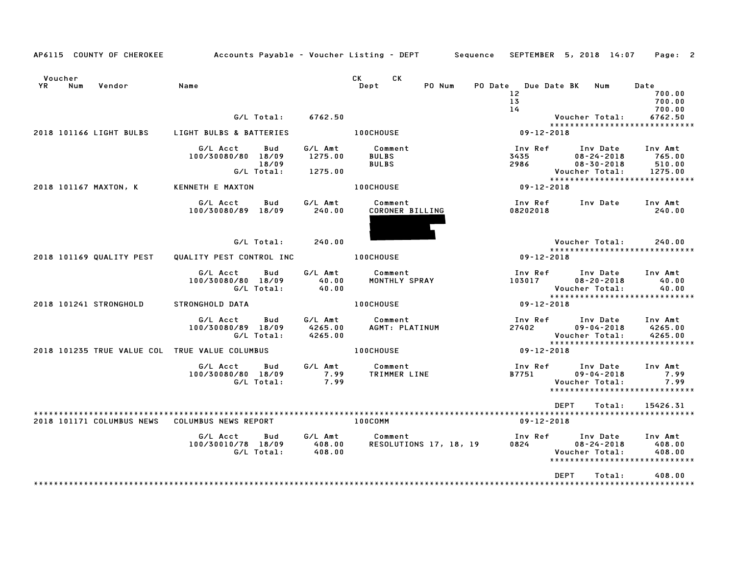AP6115 COUNTY OF CHEROKEE Accounts Payable - Voucher Listing - DEPT Sequence SEPTEMBER 5, 2018 14:07

| Voucher YR | Num | Vendor | Name | CK Dept | CK | PO Num | PO Date | Due Date BK | Num | Date |
|---|---|---|---|---|---|---|---|---|---|---|
| | | | | | | | | 12 | | 700.00 |
| | | | | | | | | 13 | | 700.00 |
| | | | | | | | | 14 | | 700.00 |
| | | | G/L Total: 6762.50 | | | | | | Voucher Total: | 6762.50 |

**2018 101166 LIGHT BULBS** — LIGHT BULBS & BATTERIES — 100CHOUSE — 09-12-2018

| G/L Acct | Bud | G/L Amt | Comment | Inv Ref | Inv Date | Inv Amt |
|---|---|---|---|---|---|---|
| 100/30080/80 | 18/09 | 1275.00 | BULBS | 3435 | 08-24-2018 | 765.00 |
| | 18/09 | | BULBS | 2986 | 08-30-2018 | 510.00 |
| | G/L Total: | 1275.00 | | | Voucher Total: | 1275.00 |

**2018 101167 MAXTON, K** — KENNETH E MAXTON — 100CHOUSE — 09-12-2018

| G/L Acct | Bud | G/L Amt | Comment | Inv Ref | Inv Date | Inv Amt |
|---|---|---|---|---|---|---|
| 100/30080/89 | 18/09 | 240.00 | CORONER BILLING | 08202018 | | 240.00 |
| | G/L Total: | 240.00 | | | Voucher Total: | 240.00 |

**2018 101169 QUALITY PEST** — QUALITY PEST CONTROL INC — 100CHOUSE — 09-12-2018

| G/L Acct | Bud | G/L Amt | Comment | Inv Ref | Inv Date | Inv Amt |
|---|---|---|---|---|---|---|
| 100/30080/80 | 18/09 | 40.00 | MONTHLY SPRAY | 103017 | 08-20-2018 | 40.00 |
| | G/L Total: | 40.00 | | | Voucher Total: | 40.00 |

**2018 101241 STRONGHOLD** — STRONGHOLD DATA — 100CHOUSE — 09-12-2018

| G/L Acct | Bud | G/L Amt | Comment | Inv Ref | Inv Date | Inv Amt |
|---|---|---|---|---|---|---|
| 100/30080/89 | 18/09 | 4265.00 | AGMT: PLATINUM | 27402 | 09-04-2018 | 4265.00 |
| | G/L Total: | 4265.00 | | | Voucher Total: | 4265.00 |

**2018 101235 TRUE VALUE COL** — TRUE VALUE COLUMBUS — 100CHOUSE — 09-12-2018

| G/L Acct | Bud | G/L Amt | Comment | Inv Ref | Inv Date | Inv Amt |
|---|---|---|---|---|---|---|
| 100/30080/80 | 18/09 | 7.99 | TRIMMER LINE | B7751 | 09-04-2018 | 7.99 |
| | G/L Total: | 7.99 | | | Voucher Total: | 7.99 |

DEPT Total: 15426.31

**2018 101171 COLUMBUS NEWS** — COLUMBUS NEWS REPORT — 100COMM — 09-12-2018

| G/L Acct | Bud | G/L Amt | Comment | Inv Ref | Inv Date | Inv Amt |
|---|---|---|---|---|---|---|
| 100/30010/78 | 18/09 | 408.00 | RESOLUTIONS 17, 18, 19 | 0824 | 08-24-2018 | 408.00 |
| | G/L Total: | 408.00 | | | Voucher Total: | 408.00 |

DEPT Total: 408.00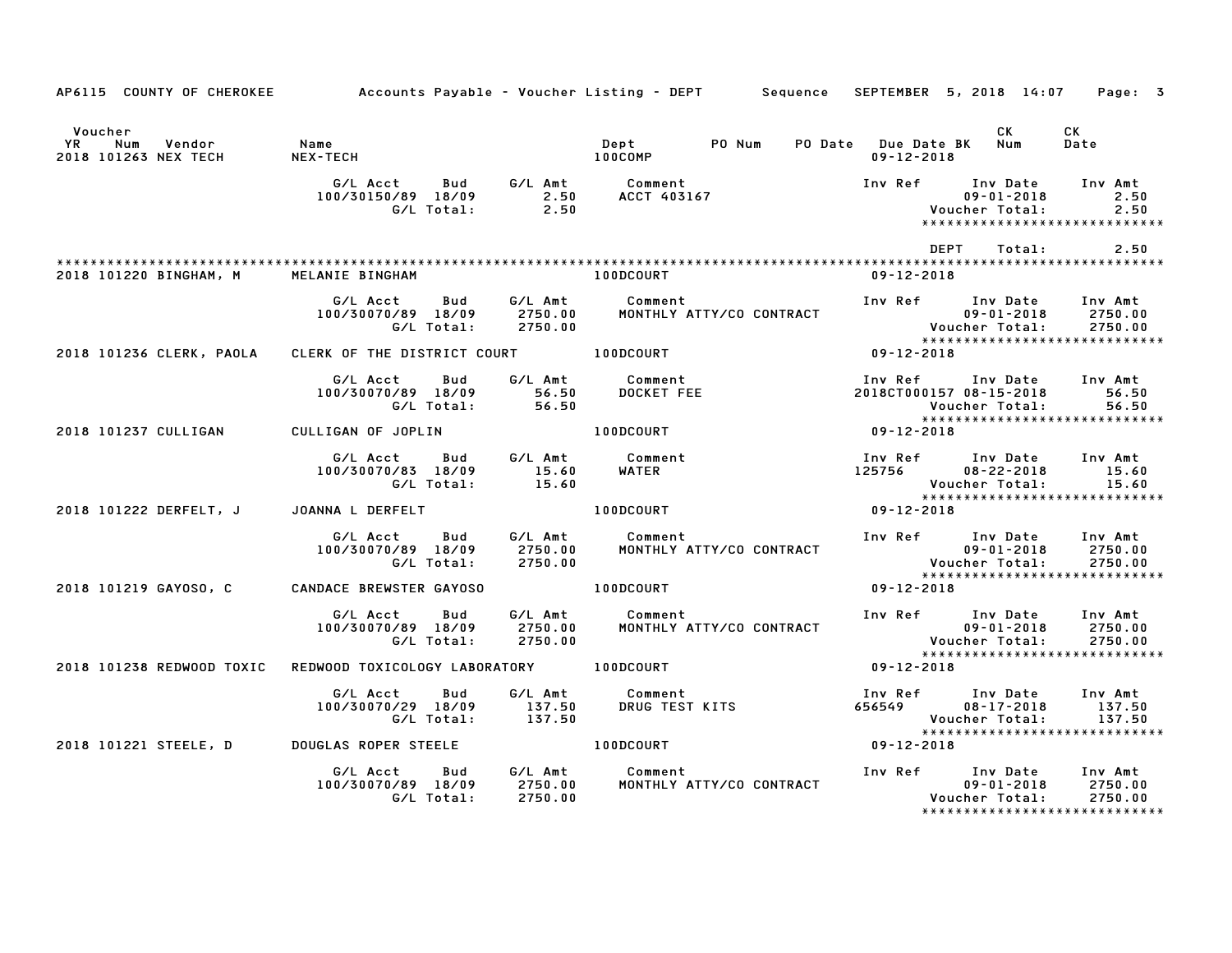AP6115 COUNTY OF CHEROKEE — Accounts Payable - Voucher Listing - DEPT — Sequence — SEPTEMBER 5, 2018 14:07

| Voucher YR | Num | Vendor | Name | Dept | PO Num | PO Date | Due Date BK | CK Num | CK Date |
|---|---|---|---|---|---|---|---|---|---|
| 2018 | 101263 | NEX TECH | NEX-TECH | 100COMP | | | 09-12-2018 | | |

| G/L Acct | Bud | G/L Amt | Comment | Inv Ref | Inv Date | Inv Amt |
|---|---|---|---|---|---|---|
| 100/30150/89 | 18/09 | 2.50 | ACCT 403167 | | 09-01-2018 | 2.50 |
| | G/L Total: | 2.50 | | | Voucher Total: | 2.50 |

DEPT Total: 2.50

| Voucher YR | Num | Vendor | Name | Dept | Due Date |
|---|---|---|---|---|---|
| 2018 | 101220 | BINGHAM, M | MELANIE BINGHAM | 100DCOURT | 09-12-2018 |

| G/L Acct | Bud | G/L Amt | Comment | Inv Ref | Inv Date | Inv Amt |
|---|---|---|---|---|---|---|
| 100/30070/89 | 18/09 | 2750.00 | MONTHLY ATTY/CO CONTRACT | | 09-01-2018 | 2750.00 |
| | G/L Total: | 2750.00 | | | Voucher Total: | 2750.00 |

| Voucher YR | Num | Vendor | Name | Dept | Due Date |
|---|---|---|---|---|---|
| 2018 | 101236 | CLERK, PAOLA | CLERK OF THE DISTRICT COURT | 100DCOURT | 09-12-2018 |

| G/L Acct | Bud | G/L Amt | Comment | Inv Ref | Inv Date | Inv Amt |
|---|---|---|---|---|---|---|
| 100/30070/89 | 18/09 | 56.50 | DOCKET FEE | 2018CT000157 | 08-15-2018 | 56.50 |
| | G/L Total: | 56.50 | | | Voucher Total: | 56.50 |

| Voucher YR | Num | Vendor | Name | Dept | Due Date |
|---|---|---|---|---|---|
| 2018 | 101237 | CULLIGAN | CULLIGAN OF JOPLIN | 100DCOURT | 09-12-2018 |

| G/L Acct | Bud | G/L Amt | Comment | Inv Ref | Inv Date | Inv Amt |
|---|---|---|---|---|---|---|
| 100/30070/83 | 18/09 | 15.60 | WATER | 125756 | 08-22-2018 | 15.60 |
| | G/L Total: | 15.60 | | | Voucher Total: | 15.60 |

| Voucher YR | Num | Vendor | Name | Dept | Due Date |
|---|---|---|---|---|---|
| 2018 | 101222 | DERFELT, J | JOANNA L DERFELT | 100DCOURT | 09-12-2018 |

| G/L Acct | Bud | G/L Amt | Comment | Inv Ref | Inv Date | Inv Amt |
|---|---|---|---|---|---|---|
| 100/30070/89 | 18/09 | 2750.00 | MONTHLY ATTY/CO CONTRACT | | 09-01-2018 | 2750.00 |
| | G/L Total: | 2750.00 | | | Voucher Total: | 2750.00 |

| Voucher YR | Num | Vendor | Name | Dept | Due Date |
|---|---|---|---|---|---|
| 2018 | 101219 | GAYOSO, C | CANDACE BREWSTER GAYOSO | 100DCOURT | 09-12-2018 |

| G/L Acct | Bud | G/L Amt | Comment | Inv Ref | Inv Date | Inv Amt |
|---|---|---|---|---|---|---|
| 100/30070/89 | 18/09 | 2750.00 | MONTHLY ATTY/CO CONTRACT | | 09-01-2018 | 2750.00 |
| | G/L Total: | 2750.00 | | | Voucher Total: | 2750.00 |

| Voucher YR | Num | Vendor | Name | Dept | Due Date |
|---|---|---|---|---|---|
| 2018 | 101238 | REDWOOD TOXIC | REDWOOD TOXICOLOGY LABORATORY | 100DCOURT | 09-12-2018 |

| G/L Acct | Bud | G/L Amt | Comment | Inv Ref | Inv Date | Inv Amt |
|---|---|---|---|---|---|---|
| 100/30070/29 | 18/09 | 137.50 | DRUG TEST KITS | 656549 | 08-17-2018 | 137.50 |
| | G/L Total: | 137.50 | | | Voucher Total: | 137.50 |

| Voucher YR | Num | Vendor | Name | Dept | Due Date |
|---|---|---|---|---|---|
| 2018 | 101221 | STEELE, D | DOUGLAS ROPER STEELE | 100DCOURT | 09-12-2018 |

| G/L Acct | Bud | G/L Amt | Comment | Inv Ref | Inv Date | Inv Amt |
|---|---|---|---|---|---|---|
| 100/30070/89 | 18/09 | 2750.00 | MONTHLY ATTY/CO CONTRACT | | 09-01-2018 | 2750.00 |
| | G/L Total: | 2750.00 | | | Voucher Total: | 2750.00 |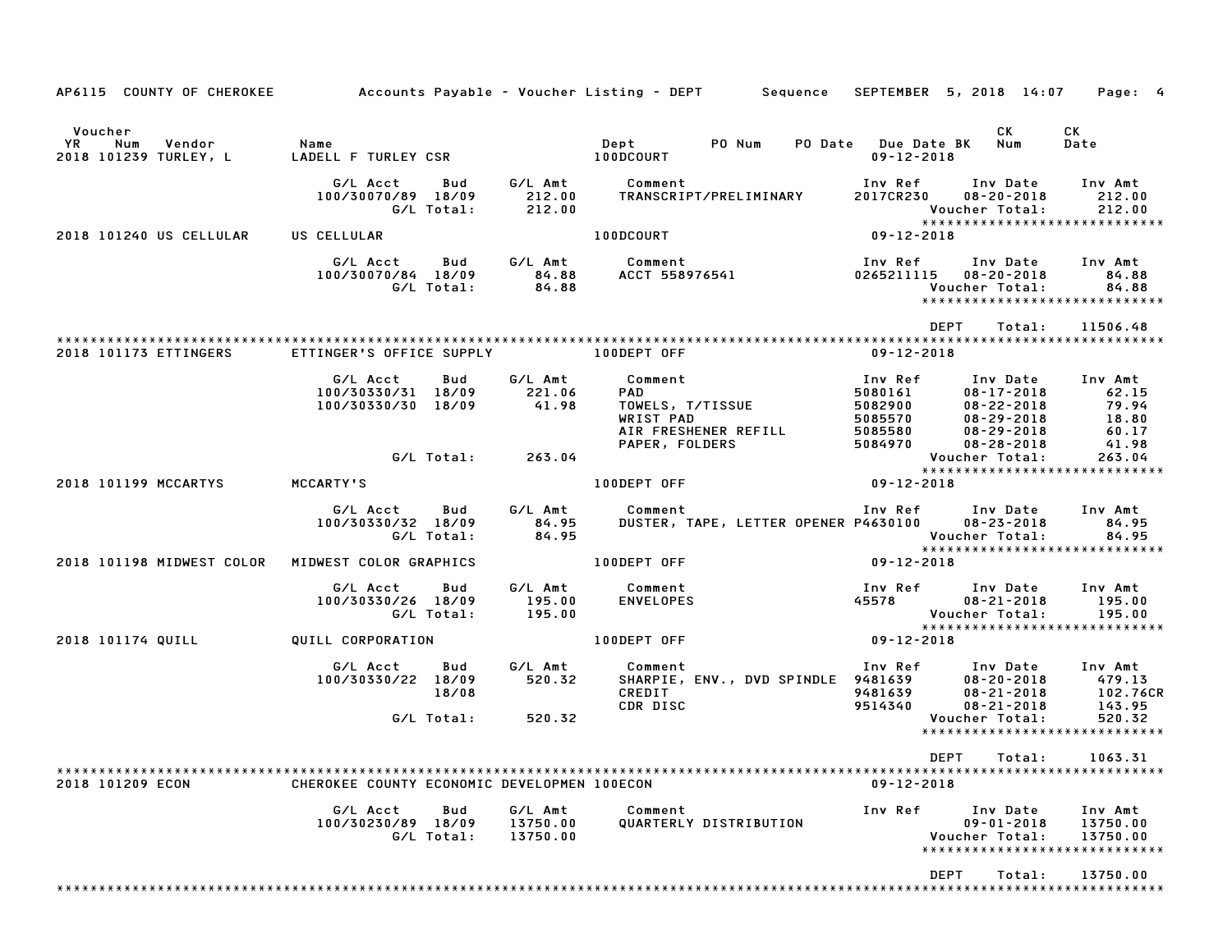AP6115 COUNTY OF CHEROKEE Accounts Payable - Voucher Listing - DEPT Sequence SEPTEMBER 5, 2018 14:07

| Voucher YR | Num | Vendor | Name | Dept | PO Num | PO Date | Due Date BK | CK Num | CK Date |
|---|---|---|---|---|---|---|---|---|---|
| 2018 | 101239 | TURLEY, L | LADELL F TURLEY CSR | 100DCOURT | | | 09-12-2018 | | |

| G/L Acct | Bud | G/L Amt | Comment | Inv Ref | Inv Date | Inv Amt |
|---|---|---|---|---|---|---|
| 100/30070/89 | 18/09 | 212.00 | TRANSCRIPT/PRELIMINARY | 2017CR230 | 08-20-2018 | 212.00 |
| | G/L Total: | 212.00 | | | Voucher Total: | 212.00 |

****************************

| Voucher YR | Num | Vendor | Name | Dept | Due Date |
|---|---|---|---|---|---|
| 2018 | 101240 | US CELLULAR | US CELLULAR | 100DCOURT | 09-12-2018 |

| G/L Acct | Bud | G/L Amt | Comment | Inv Ref | Inv Date | Inv Amt |
|---|---|---|---|---|---|---|
| 100/30070/84 | 18/09 | 84.88 | ACCT 558976541 | 0265211115 | 08-20-2018 | 84.88 |
| | G/L Total: | 84.88 | | | Voucher Total: | 84.88 |

****************************

DEPT Total: 11506.48

****************************

| Voucher YR | Num | Vendor | Name | Dept | Due Date |
|---|---|---|---|---|---|
| 2018 | 101173 | ETTINGERS | ETTINGER'S OFFICE SUPPLY | 100DEPT OFF | 09-12-2018 |

| G/L Acct | Bud | G/L Amt | Comment | Inv Ref | Inv Date | Inv Amt |
|---|---|---|---|---|---|---|
| 100/30330/31 | 18/09 | 221.06 | PAD | 5080161 | 08-17-2018 | 62.15 |
| 100/30330/30 | 18/09 | 41.98 | TOWELS, T/TISSUE | 5082900 | 08-22-2018 | 79.94 |
| | | | WRIST PAD | 5085570 | 08-29-2018 | 18.80 |
| | | | AIR FRESHENER REFILL | 5085580 | 08-29-2018 | 60.17 |
| | | | PAPER, FOLDERS | 5084970 | 08-28-2018 | 41.98 |
| | G/L Total: | 263.04 | | | Voucher Total: | 263.04 |

****************************

| Voucher YR | Num | Vendor | Name | Dept | Due Date |
|---|---|---|---|---|---|
| 2018 | 101199 | MCCARTYS | MCCARTY'S | 100DEPT OFF | 09-12-2018 |

| G/L Acct | Bud | G/L Amt | Comment | Inv Ref | Inv Date | Inv Amt |
|---|---|---|---|---|---|---|
| 100/30330/32 | 18/09 | 84.95 | DUSTER, TAPE, LETTER OPENER | P4630100 | 08-23-2018 | 84.95 |
| | G/L Total: | 84.95 | | | Voucher Total: | 84.95 |

****************************

| Voucher YR | Num | Vendor | Name | Dept | Due Date |
|---|---|---|---|---|---|
| 2018 | 101198 | MIDWEST COLOR | MIDWEST COLOR GRAPHICS | 100DEPT OFF | 09-12-2018 |

| G/L Acct | Bud | G/L Amt | Comment | Inv Ref | Inv Date | Inv Amt |
|---|---|---|---|---|---|---|
| 100/30330/26 | 18/09 | 195.00 | ENVELOPES | 45578 | 08-21-2018 | 195.00 |
| | G/L Total: | 195.00 | | | Voucher Total: | 195.00 |

****************************

| Voucher YR | Num | Vendor | Name | Dept | Due Date |
|---|---|---|---|---|---|
| 2018 | 101174 | QUILL | QUILL CORPORATION | 100DEPT OFF | 09-12-2018 |

| G/L Acct | Bud | G/L Amt | Comment | Inv Ref | Inv Date | Inv Amt |
|---|---|---|---|---|---|---|
| 100/30330/22 | 18/09 | 520.32 | SHARPIE, ENV., DVD SPINDLE | 9481639 | 08-20-2018 | 479.13 |
| | 18/08 | | CREDIT | 9481639 | 08-21-2018 | 102.76CR |
| | | | CDR DISC | 9514340 | 08-21-2018 | 143.95 |
| | G/L Total: | 520.32 | | | Voucher Total: | 520.32 |

****************************

DEPT Total: 1063.31

****************************

| Voucher YR | Num | Vendor | Name | Dept | Due Date |
|---|---|---|---|---|---|
| 2018 | 101209 | ECON | CHEROKEE COUNTY ECONOMIC DEVELOPMEN | 100ECON | 09-12-2018 |

| G/L Acct | Bud | G/L Amt | Comment | Inv Ref | Inv Date | Inv Amt |
|---|---|---|---|---|---|---|
| 100/30230/89 | 18/09 | 13750.00 | QUARTERLY DISTRIBUTION | | 09-01-2018 | 13750.00 |
| | G/L Total: | 13750.00 | | | Voucher Total: | 13750.00 |

****************************

DEPT Total: 13750.00

****************************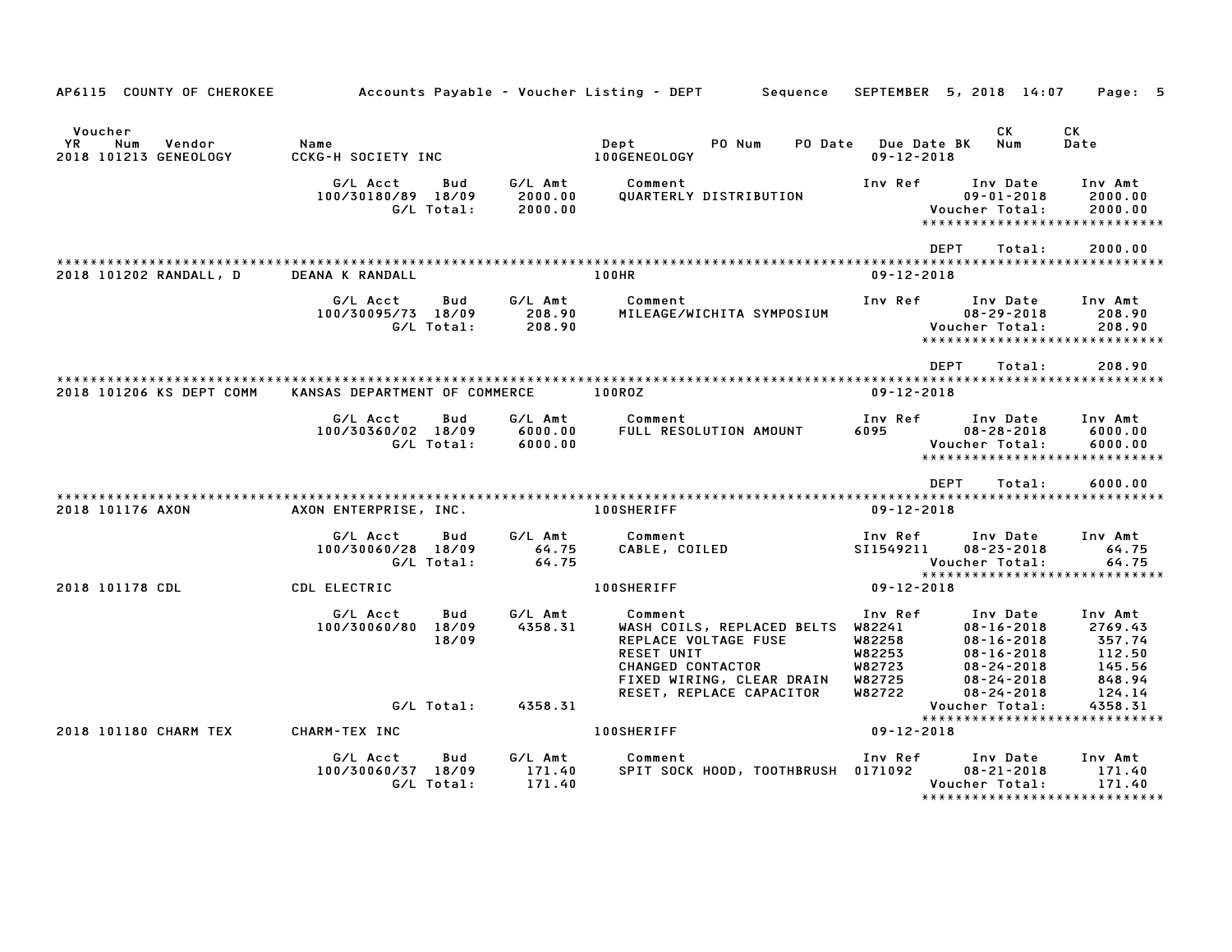AP6115 COUNTY OF CHEROKEE — Accounts Payable - Voucher Listing - DEPT — Sequence — SEPTEMBER 5, 2018 14:07

| Voucher YR | Num | Vendor | Name | Dept | PO Num | PO Date | Due Date BK | CK Num | CK Date |
|---|---|---|---|---|---|---|---|---|---|
| 2018 | 101213 | GENEOLOGY | CCKG-H SOCIETY INC | 100GENEOLOGY | | | 09-12-2018 | | |

| G/L Acct | Bud | G/L Amt | Comment | Inv Ref | Inv Date | Inv Amt |
|---|---|---|---|---|---|---|
| 100/30180/89 | 18/09 | 2000.00 | QUARTERLY DISTRIBUTION | | 09-01-2018 | 2000.00 |
| | G/L Total: | 2000.00 | | | Voucher Total: | 2000.00 |

DEPT Total: 2000.00

| Voucher YR | Num | Vendor | Name | Dept | Due Date |
|---|---|---|---|---|---|
| 2018 | 101202 | RANDALL, D | DEANA K RANDALL | 100HR | 09-12-2018 |

| G/L Acct | Bud | G/L Amt | Comment | Inv Ref | Inv Date | Inv Amt |
|---|---|---|---|---|---|---|
| 100/30095/73 | 18/09 | 208.90 | MILEAGE/WICHITA SYMPOSIUM | | 08-29-2018 | 208.90 |
| | G/L Total: | 208.90 | | | Voucher Total: | 208.90 |

DEPT Total: 208.90

| Voucher YR | Num | Vendor | Name | Dept | Due Date |
|---|---|---|---|---|---|
| 2018 | 101206 | KS DEPT COMM | KANSAS DEPARTMENT OF COMMERCE | 100ROZ | 09-12-2018 |

| G/L Acct | Bud | G/L Amt | Comment | Inv Ref | Inv Date | Inv Amt |
|---|---|---|---|---|---|---|
| 100/30360/02 | 18/09 | 6000.00 | FULL RESOLUTION AMOUNT | 6095 | 08-28-2018 | 6000.00 |
| | G/L Total: | 6000.00 | | | Voucher Total: | 6000.00 |

DEPT Total: 6000.00

| Voucher YR | Num | Vendor | Name | Dept | Due Date |
|---|---|---|---|---|---|
| 2018 | 101176 | AXON | AXON ENTERPRISE, INC. | 100SHERIFF | 09-12-2018 |

| G/L Acct | Bud | G/L Amt | Comment | Inv Ref | Inv Date | Inv Amt |
|---|---|---|---|---|---|---|
| 100/30060/28 | 18/09 | 64.75 | CABLE, COILED | SI1549211 | 08-23-2018 | 64.75 |
| | G/L Total: | 64.75 | | | Voucher Total: | 64.75 |

| Voucher YR | Num | Vendor | Name | Dept | Due Date |
|---|---|---|---|---|---|
| 2018 | 101178 | CDL | CDL ELECTRIC | 100SHERIFF | 09-12-2018 |

| G/L Acct | Bud | G/L Amt | Comment | Inv Ref | Inv Date | Inv Amt |
|---|---|---|---|---|---|---|
| 100/30060/80 | 18/09 | 4358.31 | WASH COILS, REPLACED BELTS | W82241 | 08-16-2018 | 2769.43 |
| | 18/09 | | REPLACE VOLTAGE FUSE | W82258 | 08-16-2018 | 357.74 |
| | | | RESET UNIT | W82253 | 08-16-2018 | 112.50 |
| | | | CHANGED CONTACTOR | W82723 | 08-24-2018 | 145.56 |
| | | | FIXED WIRING, CLEAR DRAIN | W82725 | 08-24-2018 | 848.94 |
| | | | RESET, REPLACE CAPACITOR | W82722 | 08-24-2018 | 124.14 |
| | G/L Total: | 4358.31 | | | Voucher Total: | 4358.31 |

| Voucher YR | Num | Vendor | Name | Dept | Due Date |
|---|---|---|---|---|---|
| 2018 | 101180 | CHARM TEX | CHARM-TEX INC | 100SHERIFF | 09-12-2018 |

| G/L Acct | Bud | G/L Amt | Comment | Inv Ref | Inv Date | Inv Amt |
|---|---|---|---|---|---|---|
| 100/30060/37 | 18/09 | 171.40 | SPIT SOCK HOOD, TOOTHBRUSH | 0171092 | 08-21-2018 | 171.40 |
| | G/L Total: | 171.40 | | | Voucher Total: | 171.40 |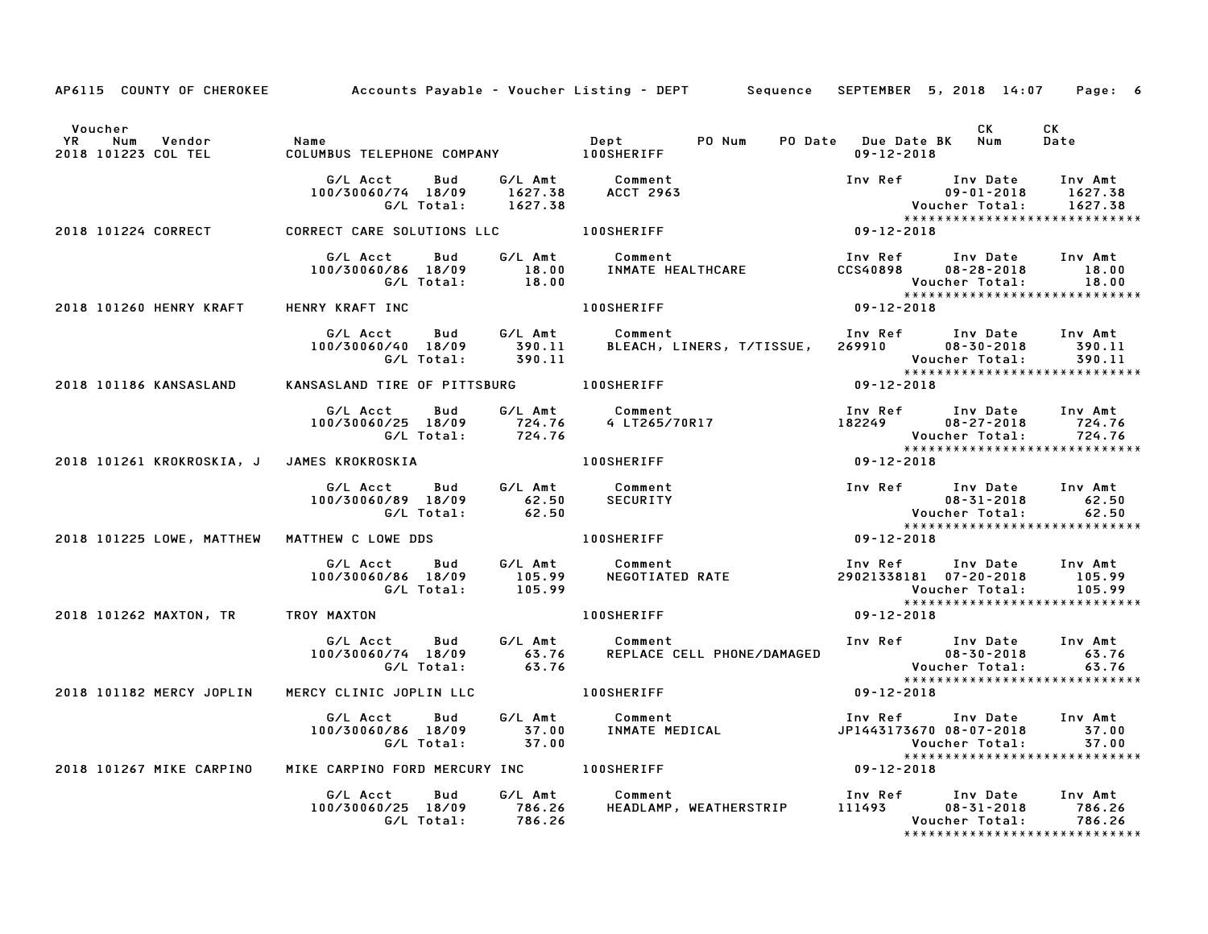AP6115 COUNTY OF CHEROKEE — Accounts Payable - Voucher Listing - DEPT — Sequence — SEPTEMBER 5, 2018 14:07

| Voucher YR | Num | Vendor | Name | Dept | PO Num | PO Date | Due Date BK | CK Num | CK Date |
|---|---|---|---|---|---|---|---|---|---|
| 2018 | 101223 | COL TEL | COLUMBUS TELEPHONE COMPANY | 100SHERIFF | | | 09-12-2018 | | |

| G/L Acct | Bud | G/L Amt | Comment | Inv Ref | Inv Date | Inv Amt |
|---|---|---|---|---|---|---|
| 100/30060/74 | 18/09 | 1627.38 | ACCT 2963 | | 09-01-2018 | 1627.38 |
| | G/L Total: | 1627.38 | | | Voucher Total: | 1627.38 |

*****************************

| Voucher YR | Num | Vendor | Name | Dept | Due Date |
|---|---|---|---|---|---|
| 2018 | 101224 | CORRECT | CORRECT CARE SOLUTIONS LLC | 100SHERIFF | 09-12-2018 |

| G/L Acct | Bud | G/L Amt | Comment | Inv Ref | Inv Date | Inv Amt |
|---|---|---|---|---|---|---|
| 100/30060/86 | 18/09 | 18.00 | INMATE HEALTHCARE | CCS40898 | 08-28-2018 | 18.00 |
| | G/L Total: | 18.00 | | | Voucher Total: | 18.00 |

*****************************

| Voucher YR | Num | Vendor | Name | Dept | Due Date |
|---|---|---|---|---|---|
| 2018 | 101260 | HENRY KRAFT | HENRY KRAFT INC | 100SHERIFF | 09-12-2018 |

| G/L Acct | Bud | G/L Amt | Comment | Inv Ref | Inv Date | Inv Amt |
|---|---|---|---|---|---|---|
| 100/30060/40 | 18/09 | 390.11 | BLEACH, LINERS, T/TISSUE, | 269910 | 08-30-2018 | 390.11 |
| | G/L Total: | 390.11 | | | Voucher Total: | 390.11 |

*****************************

| Voucher YR | Num | Vendor | Name | Dept | Due Date |
|---|---|---|---|---|---|
| 2018 | 101186 | KANSASLAND | KANSASLAND TIRE OF PITTSBURG | 100SHERIFF | 09-12-2018 |

| G/L Acct | Bud | G/L Amt | Comment | Inv Ref | Inv Date | Inv Amt |
|---|---|---|---|---|---|---|
| 100/30060/25 | 18/09 | 724.76 | 4 LT265/70R17 | 182249 | 08-27-2018 | 724.76 |
| | G/L Total: | 724.76 | | | Voucher Total: | 724.76 |

*****************************

| Voucher YR | Num | Vendor | Name | Dept | Due Date |
|---|---|---|---|---|---|
| 2018 | 101261 | KROKROSKIA, J | JAMES KROKROSKIA | 100SHERIFF | 09-12-2018 |

| G/L Acct | Bud | G/L Amt | Comment | Inv Ref | Inv Date | Inv Amt |
|---|---|---|---|---|---|---|
| 100/30060/89 | 18/09 | 62.50 | SECURITY | | 08-31-2018 | 62.50 |
| | G/L Total: | 62.50 | | | Voucher Total: | 62.50 |

*****************************

| Voucher YR | Num | Vendor | Name | Dept | Due Date |
|---|---|---|---|---|---|
| 2018 | 101225 | LOWE, MATTHEW | MATTHEW C LOWE DDS | 100SHERIFF | 09-12-2018 |

| G/L Acct | Bud | G/L Amt | Comment | Inv Ref | Inv Date | Inv Amt |
|---|---|---|---|---|---|---|
| 100/30060/86 | 18/09 | 105.99 | NEGOTIATED RATE | 29021338181 | 07-20-2018 | 105.99 |
| | G/L Total: | 105.99 | | | Voucher Total: | 105.99 |

*****************************

| Voucher YR | Num | Vendor | Name | Dept | Due Date |
|---|---|---|---|---|---|
| 2018 | 101262 | MAXTON, TR | TROY MAXTON | 100SHERIFF | 09-12-2018 |

| G/L Acct | Bud | G/L Amt | Comment | Inv Ref | Inv Date | Inv Amt |
|---|---|---|---|---|---|---|
| 100/30060/74 | 18/09 | 63.76 | REPLACE CELL PHONE/DAMAGED | | 08-30-2018 | 63.76 |
| | G/L Total: | 63.76 | | | Voucher Total: | 63.76 |

*****************************

| Voucher YR | Num | Vendor | Name | Dept | Due Date |
|---|---|---|---|---|---|
| 2018 | 101182 | MERCY JOPLIN | MERCY CLINIC JOPLIN LLC | 100SHERIFF | 09-12-2018 |

| G/L Acct | Bud | G/L Amt | Comment | Inv Ref | Inv Date | Inv Amt |
|---|---|---|---|---|---|---|
| 100/30060/86 | 18/09 | 37.00 | INMATE MEDICAL | JP1443173670 | 08-07-2018 | 37.00 |
| | G/L Total: | 37.00 | | | Voucher Total: | 37.00 |

*****************************

| Voucher YR | Num | Vendor | Name | Dept | Due Date |
|---|---|---|---|---|---|
| 2018 | 101267 | MIKE CARPINO | MIKE CARPINO FORD MERCURY INC | 100SHERIFF | 09-12-2018 |

| G/L Acct | Bud | G/L Amt | Comment | Inv Ref | Inv Date | Inv Amt |
|---|---|---|---|---|---|---|
| 100/30060/25 | 18/09 | 786.26 | HEADLAMP, WEATHERSTRIP | 111493 | 08-31-2018 | 786.26 |
| | G/L Total: | 786.26 | | | Voucher Total: | 786.26 |

*****************************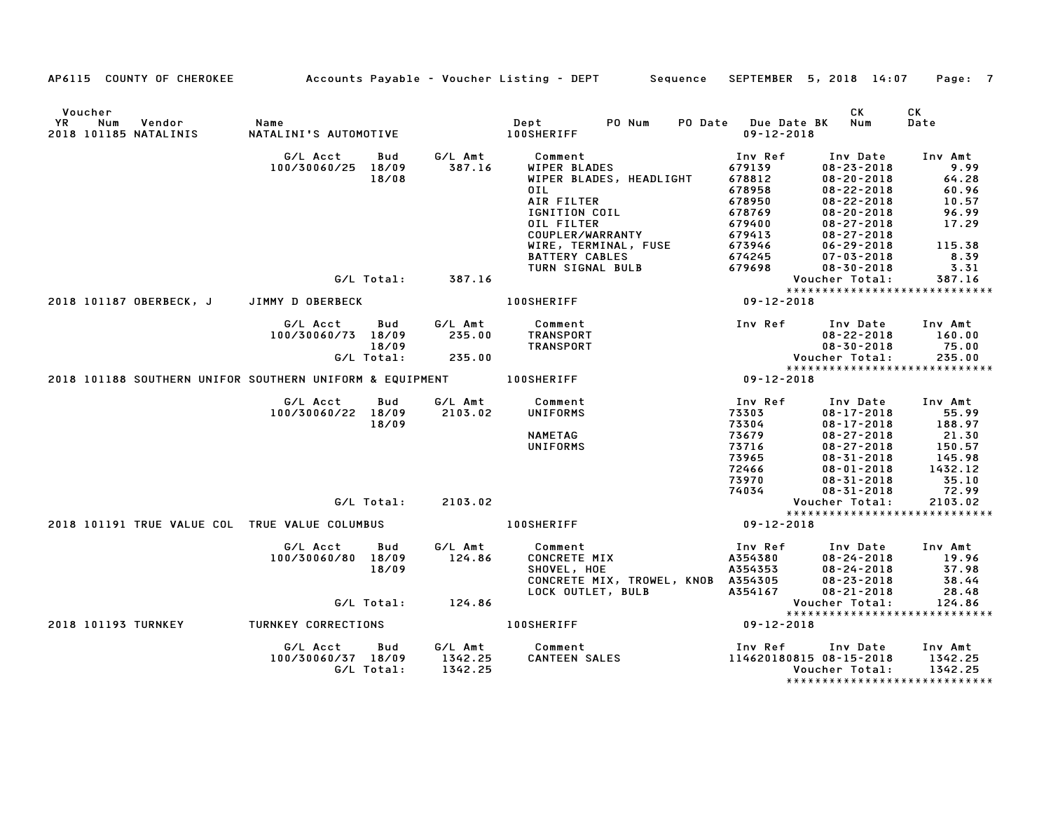AP6115 COUNTY OF CHEROKEE — Accounts Payable - Voucher Listing - DEPT — Sequence — SEPTEMBER 5, 2018 14:07

| Voucher YR | Num | Vendor | Name | Dept | PO Num | PO Date | Due Date | BK | CK Num | CK Date |
|---|---|---|---|---|---|---|---|---|---|---|
| 2018 | 101185 | NATALINIS | NATALINI'S AUTOMOTIVE | 100SHERIFF | | | 09-12-2018 | | | |

| G/L Acct | Bud | G/L Amt | Comment | Inv Ref | Inv Date | Inv Amt |
|---|---|---|---|---|---|---|
| 100/30060/25 | 18/09 | 387.16 | WIPER BLADES | 679139 | 08-23-2018 | 9.99 |
| | 18/08 | | WIPER BLADES, HEADLIGHT | 678812 | 08-20-2018 | 64.28 |
| | | | OIL | 678958 | 08-22-2018 | 60.96 |
| | | | AIR FILTER | 678950 | 08-22-2018 | 10.57 |
| | | | IGNITION COIL | 678769 | 08-20-2018 | 96.99 |
| | | | OIL FILTER | 679400 | 08-27-2018 | 17.29 |
| | | | COUPLER/WARRANTY | 679413 | 08-27-2018 | |
| | | | WIRE, TERMINAL, FUSE | 673946 | 06-29-2018 | 115.38 |
| | | | BATTERY CABLES | 674245 | 07-03-2018 | 8.39 |
| | | | TURN SIGNAL BULB | 679698 | 08-30-2018 | 3.31 |
| | G/L Total: | 387.16 | | | Voucher Total: | 387.16 |

*****************************

| Voucher YR | Num | Vendor | Name | Dept | Due Date |
|---|---|---|---|---|---|
| 2018 | 101187 | OBERBECK, J | JIMMY D OBERBECK | 100SHERIFF | 09-12-2018 |

| G/L Acct | Bud | G/L Amt | Comment | Inv Ref | Inv Date | Inv Amt |
|---|---|---|---|---|---|---|
| 100/30060/73 | 18/09 | 235.00 | TRANSPORT | | 08-22-2018 | 160.00 |
| | 18/09 | | TRANSPORT | | 08-30-2018 | 75.00 |
| | G/L Total: | 235.00 | | | Voucher Total: | 235.00 |

*****************************

| Voucher YR | Num | Vendor | Name | Dept | Due Date |
|---|---|---|---|---|---|
| 2018 | 101188 | SOUTHERN UNIFOR | SOUTHERN UNIFORM & EQUIPMENT | 100SHERIFF | 09-12-2018 |

| G/L Acct | Bud | G/L Amt | Comment | Inv Ref | Inv Date | Inv Amt |
|---|---|---|---|---|---|---|
| 100/30060/22 | 18/09 | 2103.02 | UNIFORMS | 73303 | 08-17-2018 | 55.99 |
| | 18/09 | | | 73304 | 08-17-2018 | 188.97 |
| | | | NAMETAG | 73679 | 08-27-2018 | 21.30 |
| | | | UNIFORMS | 73716 | 08-27-2018 | 150.57 |
| | | | | 73965 | 08-31-2018 | 145.98 |
| | | | | 72466 | 08-01-2018 | 1432.12 |
| | | | | 73970 | 08-31-2018 | 35.10 |
| | | | | 74034 | 08-31-2018 | 72.99 |
| | G/L Total: | 2103.02 | | | Voucher Total: | 2103.02 |

*****************************

| Voucher YR | Num | Vendor | Name | Dept | Due Date |
|---|---|---|---|---|---|
| 2018 | 101191 | TRUE VALUE COL | TRUE VALUE COLUMBUS | 100SHERIFF | 09-12-2018 |

| G/L Acct | Bud | G/L Amt | Comment | Inv Ref | Inv Date | Inv Amt |
|---|---|---|---|---|---|---|
| 100/30060/80 | 18/09 | 124.86 | CONCRETE MIX | A354380 | 08-24-2018 | 19.96 |
| | 18/09 | | SHOVEL, HOE | A354353 | 08-24-2018 | 37.98 |
| | | | CONCRETE MIX, TROWEL, KNOB | A354305 | 08-23-2018 | 38.44 |
| | | | LOCK OUTLET, BULB | A354167 | 08-21-2018 | 28.48 |
| | G/L Total: | 124.86 | | | Voucher Total: | 124.86 |

*****************************

| Voucher YR | Num | Vendor | Name | Dept | Due Date |
|---|---|---|---|---|---|
| 2018 | 101193 | TURNKEY | TURNKEY CORRECTIONS | 100SHERIFF | 09-12-2018 |

| G/L Acct | Bud | G/L Amt | Comment | Inv Ref | Inv Date | Inv Amt |
|---|---|---|---|---|---|---|
| 100/30060/37 | 18/09 | 1342.25 | CANTEEN SALES | 114620180815 | 08-15-2018 | 1342.25 |
| | G/L Total: | 1342.25 | | | Voucher Total: | 1342.25 |

*****************************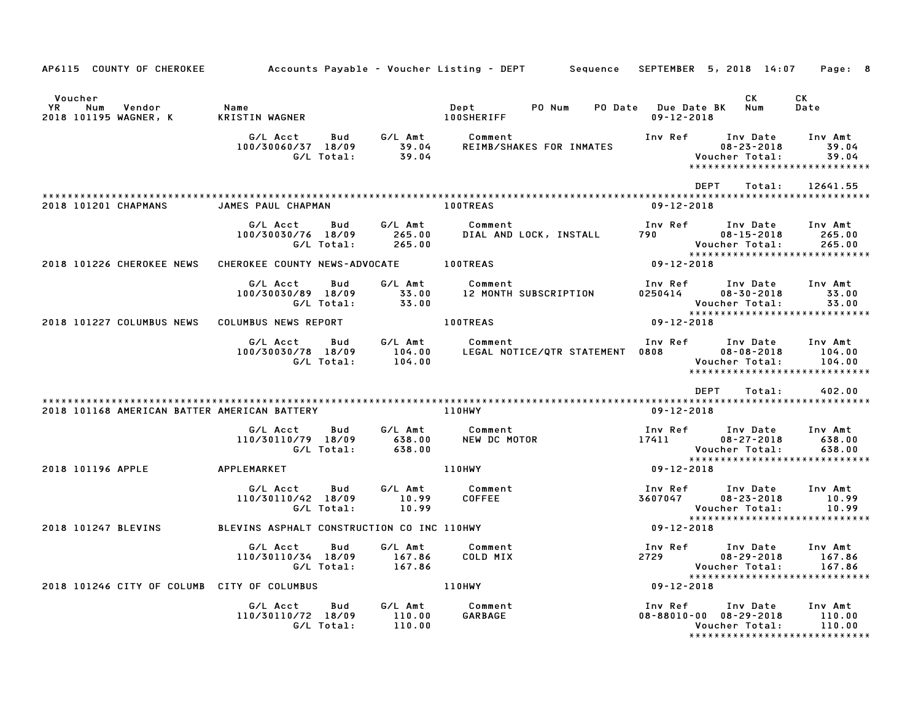AP6115 COUNTY OF CHEROKEE — Accounts Payable - Voucher Listing - DEPT — Sequence — SEPTEMBER 5, 2018 14:07

| Voucher YR | Num | Vendor | Name | Dept | PO Num | PO Date | Due Date BK | CK Num | CK Date |
|---|---|---|---|---|---|---|---|---|---|
| 2018 | 101195 | WAGNER, K | KRISTIN WAGNER | 100SHERIFF | | | 09-12-2018 | | |

| G/L Acct | Bud | G/L Amt | Comment | Inv Ref | Inv Date | Inv Amt |
|---|---|---|---|---|---|---|
| 100/30060/37 | 18/09 | 39.04 | REIMB/SHAKES FOR INMATES | | 08-23-2018 | 39.04 |
| | G/L Total: | 39.04 | | | Voucher Total: | 39.04 |

DEPT Total: 12641.55

| Voucher YR | Num | Vendor | Name | Dept | PO Num | PO Date | Due Date BK | CK Num | CK Date |
|---|---|---|---|---|---|---|---|---|---|
| 2018 | 101201 | CHAPMANS | JAMES PAUL CHAPMAN | 100TREAS | | | 09-12-2018 | | |

| G/L Acct | Bud | G/L Amt | Comment | Inv Ref | Inv Date | Inv Amt |
|---|---|---|---|---|---|---|
| 100/30030/76 | 18/09 | 265.00 | DIAL AND LOCK, INSTALL | 790 | 08-15-2018 | 265.00 |
| | G/L Total: | 265.00 | | | Voucher Total: | 265.00 |

| Voucher YR | Num | Vendor | Name | Dept | PO Num | PO Date | Due Date BK | CK Num | CK Date |
|---|---|---|---|---|---|---|---|---|---|
| 2018 | 101226 | CHEROKEE NEWS | CHEROKEE COUNTY NEWS-ADVOCATE | 100TREAS | | | 09-12-2018 | | |

| G/L Acct | Bud | G/L Amt | Comment | Inv Ref | Inv Date | Inv Amt |
|---|---|---|---|---|---|---|
| 100/30030/89 | 18/09 | 33.00 | 12 MONTH SUBSCRIPTION | 0250414 | 08-30-2018 | 33.00 |
| | G/L Total: | 33.00 | | | Voucher Total: | 33.00 |

| Voucher YR | Num | Vendor | Name | Dept | PO Num | PO Date | Due Date BK | CK Num | CK Date |
|---|---|---|---|---|---|---|---|---|---|
| 2018 | 101227 | COLUMBUS NEWS | COLUMBUS NEWS REPORT | 100TREAS | | | 09-12-2018 | | |

| G/L Acct | Bud | G/L Amt | Comment | Inv Ref | Inv Date | Inv Amt |
|---|---|---|---|---|---|---|
| 100/30030/78 | 18/09 | 104.00 | LEGAL NOTICE/QTR STATEMENT | 0808 | 08-08-2018 | 104.00 |
| | G/L Total: | 104.00 | | | Voucher Total: | 104.00 |

DEPT Total: 402.00

| Voucher YR | Num | Vendor | Name | Dept | PO Num | PO Date | Due Date BK | CK Num | CK Date |
|---|---|---|---|---|---|---|---|---|---|
| 2018 | 101168 | AMERICAN BATTER | AMERICAN BATTERY | 110HWY | | | 09-12-2018 | | |

| G/L Acct | Bud | G/L Amt | Comment | Inv Ref | Inv Date | Inv Amt |
|---|---|---|---|---|---|---|
| 110/30110/79 | 18/09 | 638.00 | NEW DC MOTOR | 17411 | 08-27-2018 | 638.00 |
| | G/L Total: | 638.00 | | | Voucher Total: | 638.00 |

| Voucher YR | Num | Vendor | Name | Dept | PO Num | PO Date | Due Date BK | CK Num | CK Date |
|---|---|---|---|---|---|---|---|---|---|
| 2018 | 101196 | APPLE | APPLEMARKET | 110HWY | | | 09-12-2018 | | |

| G/L Acct | Bud | G/L Amt | Comment | Inv Ref | Inv Date | Inv Amt |
|---|---|---|---|---|---|---|
| 110/30110/42 | 18/09 | 10.99 | COFFEE | 3607047 | 08-23-2018 | 10.99 |
| | G/L Total: | 10.99 | | | Voucher Total: | 10.99 |

| Voucher YR | Num | Vendor | Name | Dept | PO Num | PO Date | Due Date BK | CK Num | CK Date |
|---|---|---|---|---|---|---|---|---|---|
| 2018 | 101247 | BLEVINS | BLEVINS ASPHALT CONSTRUCTION CO INC | 110HWY | | | 09-12-2018 | | |

| G/L Acct | Bud | G/L Amt | Comment | Inv Ref | Inv Date | Inv Amt |
|---|---|---|---|---|---|---|
| 110/30110/34 | 18/09 | 167.86 | COLD MIX | 2729 | 08-29-2018 | 167.86 |
| | G/L Total: | 167.86 | | | Voucher Total: | 167.86 |

| Voucher YR | Num | Vendor | Name | Dept | PO Num | PO Date | Due Date BK | CK Num | CK Date |
|---|---|---|---|---|---|---|---|---|---|
| 2018 | 101246 | CITY OF COLUMB | CITY OF COLUMBUS | 110HWY | | | 09-12-2018 | | |

| G/L Acct | Bud | G/L Amt | Comment | Inv Ref | Inv Date | Inv Amt |
|---|---|---|---|---|---|---|
| 110/30110/72 | 18/09 | 110.00 | GARBAGE | 08-88010-00 | 08-29-2018 | 110.00 |
| | G/L Total: | 110.00 | | | Voucher Total: | 110.00 |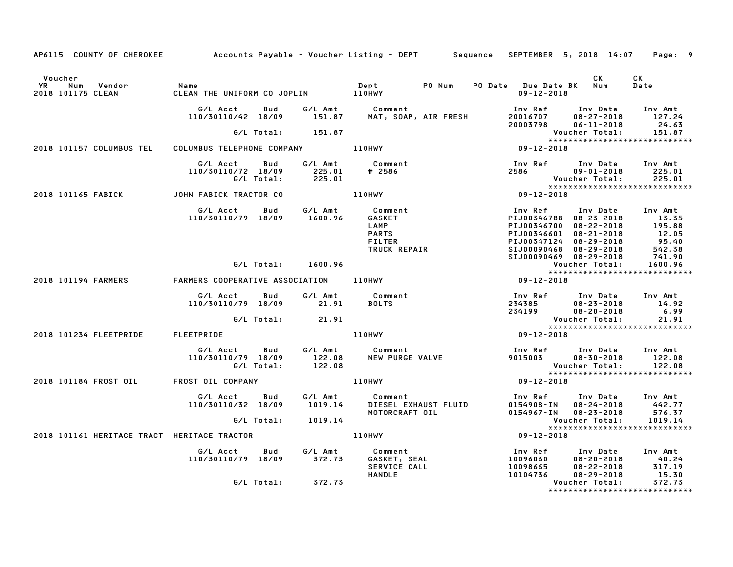AP6115 COUNTY OF CHEROKEE — Accounts Payable - Voucher Listing - DEPT — Sequence — SEPTEMBER 5, 2018 14:07

| Voucher YR | Num | Vendor | Name | Dept | PO Num | PO Date | Due Date BK | CK Num | CK Date |
|---|---|---|---|---|---|---|---|---|---|
| 2018 | 101175 | CLEAN | CLEAN THE UNIFORM CO JOPLIN | 110HWY | | | 09-12-2018 | | |

| G/L Acct | Bud | G/L Amt | Comment | Inv Ref | Inv Date | Inv Amt |
|---|---|---|---|---|---|---|
| 110/30110/42 | 18/09 | 151.87 | MAT, SOAP, AIR FRESH | 20016707 | 08-27-2018 | 127.24 |
| | | | | 20003798 | 06-11-2018 | 24.63 |
| | G/L Total: | 151.87 | | | Voucher Total: | 151.87 |

| Voucher YR | Num | Vendor | Name | Dept | Due Date |
|---|---|---|---|---|---|
| 2018 | 101157 | COLUMBUS TEL | COLUMBUS TELEPHONE COMPANY | 110HWY | 09-12-2018 |

| G/L Acct | Bud | G/L Amt | Comment | Inv Ref | Inv Date | Inv Amt |
|---|---|---|---|---|---|---|
| 110/30110/72 | 18/09 | 225.01 | # 2586 | 2586 | 09-01-2018 | 225.01 |
| | G/L Total: | 225.01 | | | Voucher Total: | 225.01 |

| Voucher YR | Num | Vendor | Name | Dept | Due Date |
|---|---|---|---|---|---|
| 2018 | 101165 | FABICK | JOHN FABICK TRACTOR CO | 110HWY | 09-12-2018 |

| G/L Acct | Bud | G/L Amt | Comment | Inv Ref | Inv Date | Inv Amt |
|---|---|---|---|---|---|---|
| 110/30110/79 | 18/09 | 1600.96 | GASKET | PIJ00346788 | 08-23-2018 | 13.35 |
| | | | LAMP | PIJ00346700 | 08-22-2018 | 195.88 |
| | | | PARTS | PIJ00346601 | 08-21-2018 | 12.05 |
| | | | FILTER | PIJ00347124 | 08-29-2018 | 95.40 |
| | | | TRUCK REPAIR | SIJ00090468 | 08-29-2018 | 542.38 |
| | | | | SIJ00090469 | 08-29-2018 | 741.90 |
| | G/L Total: | 1600.96 | | | Voucher Total: | 1600.96 |

| Voucher YR | Num | Vendor | Name | Dept | Due Date |
|---|---|---|---|---|---|
| 2018 | 101194 | FARMERS | FARMERS COOPERATIVE ASSOCIATION | 110HWY | 09-12-2018 |

| G/L Acct | Bud | G/L Amt | Comment | Inv Ref | Inv Date | Inv Amt |
|---|---|---|---|---|---|---|
| 110/30110/79 | 18/09 | 21.91 | BOLTS | 234385 | 08-23-2018 | 14.92 |
| | | | | 234199 | 08-20-2018 | 6.99 |
| | G/L Total: | 21.91 | | | Voucher Total: | 21.91 |

| Voucher YR | Num | Vendor | Name | Dept | Due Date |
|---|---|---|---|---|---|
| 2018 | 101234 | FLEETPRIDE | FLEETPRIDE | 110HWY | 09-12-2018 |

| G/L Acct | Bud | G/L Amt | Comment | Inv Ref | Inv Date | Inv Amt |
|---|---|---|---|---|---|---|
| 110/30110/79 | 18/09 | 122.08 | NEW PURGE VALVE | 9015003 | 08-30-2018 | 122.08 |
| | G/L Total: | 122.08 | | | Voucher Total: | 122.08 |

| Voucher YR | Num | Vendor | Name | Dept | Due Date |
|---|---|---|---|---|---|
| 2018 | 101184 | FROST OIL | FROST OIL COMPANY | 110HWY | 09-12-2018 |

| G/L Acct | Bud | G/L Amt | Comment | Inv Ref | Inv Date | Inv Amt |
|---|---|---|---|---|---|---|
| 110/30110/32 | 18/09 | 1019.14 | DIESEL EXHAUST FLUID | 0154908-IN | 08-24-2018 | 442.77 |
| | | | MOTORCRAFT OIL | 0154967-IN | 08-23-2018 | 576.37 |
| | G/L Total: | 1019.14 | | | Voucher Total: | 1019.14 |

| Voucher YR | Num | Vendor | Name | Dept | Due Date |
|---|---|---|---|---|---|
| 2018 | 101161 | HERITAGE TRACT | HERITAGE TRACTOR | 110HWY | 09-12-2018 |

| G/L Acct | Bud | G/L Amt | Comment | Inv Ref | Inv Date | Inv Amt |
|---|---|---|---|---|---|---|
| 110/30110/79 | 18/09 | 372.73 | GASKET, SEAL | 10096060 | 08-20-2018 | 40.24 |
| | | | SERVICE CALL | 10098665 | 08-22-2018 | 317.19 |
| | | | HANDLE | 10104736 | 08-29-2018 | 15.30 |
| | G/L Total: | 372.73 | | | Voucher Total: | 372.73 |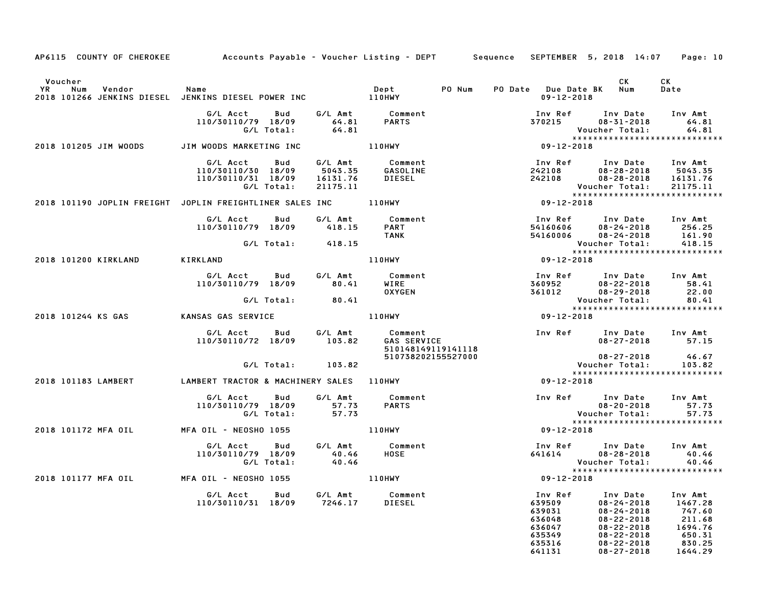AP6115 COUNTY OF CHEROKEE Accounts Payable - Voucher Listing - DEPT Sequence SEPTEMBER 5, 2018 14:07 Page: 10

| Voucher YR | Num | Vendor | Name | Dept | PO Num | PO Date | Due Date BK | CK Num | CK Date |
|---|---|---|---|---|---|---|---|---|---|
| 2018 | 101266 | JENKINS DIESEL | JENKINS DIESEL POWER INC | 110HWY | | | 09-12-2018 | | |

| G/L Acct | Bud | G/L Amt | Comment | Inv Ref | Inv Date | Inv Amt |
|---|---|---|---|---|---|---|
| 110/30110/79 | 18/09 | 64.81 | PARTS | 370215 | 08-31-2018 | 64.81 |
| | G/L Total: | 64.81 | | | Voucher Total: | 64.81 |

| Voucher YR | Num | Vendor | Name | Dept | Due Date |
|---|---|---|---|---|---|
| 2018 | 101205 | JIM WOODS | JIM WOODS MARKETING INC | 110HWY | 09-12-2018 |

| G/L Acct | Bud | G/L Amt | Comment | Inv Ref | Inv Date | Inv Amt |
|---|---|---|---|---|---|---|
| 110/30110/30 | 18/09 | 5043.35 | GASOLINE | 242108 | 08-28-2018 | 5043.35 |
| 110/30110/31 | 18/09 | 16131.76 | DIESEL | 242108 | 08-28-2018 | 16131.76 |
| | G/L Total: | 21175.11 | | | Voucher Total: | 21175.11 |

| Voucher YR | Num | Vendor | Name | Dept | Due Date |
|---|---|---|---|---|---|
| 2018 | 101190 | JOPLIN FREIGHT | JOPLIN FREIGHTLINER SALES INC | 110HWY | 09-12-2018 |

| G/L Acct | Bud | G/L Amt | Comment | Inv Ref | Inv Date | Inv Amt |
|---|---|---|---|---|---|---|
| 110/30110/79 | 18/09 | 418.15 | PART | 54160606 | 08-24-2018 | 256.25 |
| | | | TANK | 54160006 | 08-24-2018 | 161.90 |
| | G/L Total: | 418.15 | | | Voucher Total: | 418.15 |

| Voucher YR | Num | Vendor | Name | Dept | Due Date |
|---|---|---|---|---|---|
| 2018 | 101200 | KIRKLAND | KIRKLAND | 110HWY | 09-12-2018 |

| G/L Acct | Bud | G/L Amt | Comment | Inv Ref | Inv Date | Inv Amt |
|---|---|---|---|---|---|---|
| 110/30110/79 | 18/09 | 80.41 | WIRE | 360952 | 08-22-2018 | 58.41 |
| | | | OXYGEN | 361012 | 08-29-2018 | 22.00 |
| | G/L Total: | 80.41 | | | Voucher Total: | 80.41 |

| Voucher YR | Num | Vendor | Name | Dept | Due Date |
|---|---|---|---|---|---|
| 2018 | 101244 | KS GAS | KANSAS GAS SERVICE | 110HWY | 09-12-2018 |

| G/L Acct | Bud | G/L Amt | Comment | Inv Ref | Inv Date | Inv Amt |
|---|---|---|---|---|---|---|
| 110/30110/72 | 18/09 | 103.82 | GAS SERVICE | | 08-27-2018 | 57.15 |
| | | | 510148149119141118 | | | |
| | | | 510738202155527000 | | 08-27-2018 | 46.67 |
| | G/L Total: | 103.82 | | | Voucher Total: | 103.82 |

| Voucher YR | Num | Vendor | Name | Dept | Due Date |
|---|---|---|---|---|---|
| 2018 | 101183 | LAMBERT | LAMBERT TRACTOR & MACHINERY SALES | 110HWY | 09-12-2018 |

| G/L Acct | Bud | G/L Amt | Comment | Inv Ref | Inv Date | Inv Amt |
|---|---|---|---|---|---|---|
| 110/30110/79 | 18/09 | 57.73 | PARTS | | 08-20-2018 | 57.73 |
| | G/L Total: | 57.73 | | | Voucher Total: | 57.73 |

| Voucher YR | Num | Vendor | Name | Dept | Due Date |
|---|---|---|---|---|---|
| 2018 | 101172 | MFA OIL | MFA OIL - NEOSHO 1055 | 110HWY | 09-12-2018 |

| G/L Acct | Bud | G/L Amt | Comment | Inv Ref | Inv Date | Inv Amt |
|---|---|---|---|---|---|---|
| 110/30110/79 | 18/09 | 40.46 | HOSE | 641614 | 08-28-2018 | 40.46 |
| | G/L Total: | 40.46 | | | Voucher Total: | 40.46 |

| Voucher YR | Num | Vendor | Name | Dept | Due Date |
|---|---|---|---|---|---|
| 2018 | 101177 | MFA OIL | MFA OIL - NEOSHO 1055 | 110HWY | 09-12-2018 |

| G/L Acct | Bud | G/L Amt | Comment | Inv Ref | Inv Date | Inv Amt |
|---|---|---|---|---|---|---|
| 110/30110/31 | 18/09 | 7246.17 | DIESEL | 639509 | 08-24-2018 | 1467.28 |
| | | | | 639031 | 08-24-2018 | 747.60 |
| | | | | 636048 | 08-22-2018 | 211.68 |
| | | | | 636047 | 08-22-2018 | 1694.76 |
| | | | | 635349 | 08-22-2018 | 650.31 |
| | | | | 635316 | 08-22-2018 | 830.25 |
| | | | | 641131 | 08-27-2018 | 1644.29 |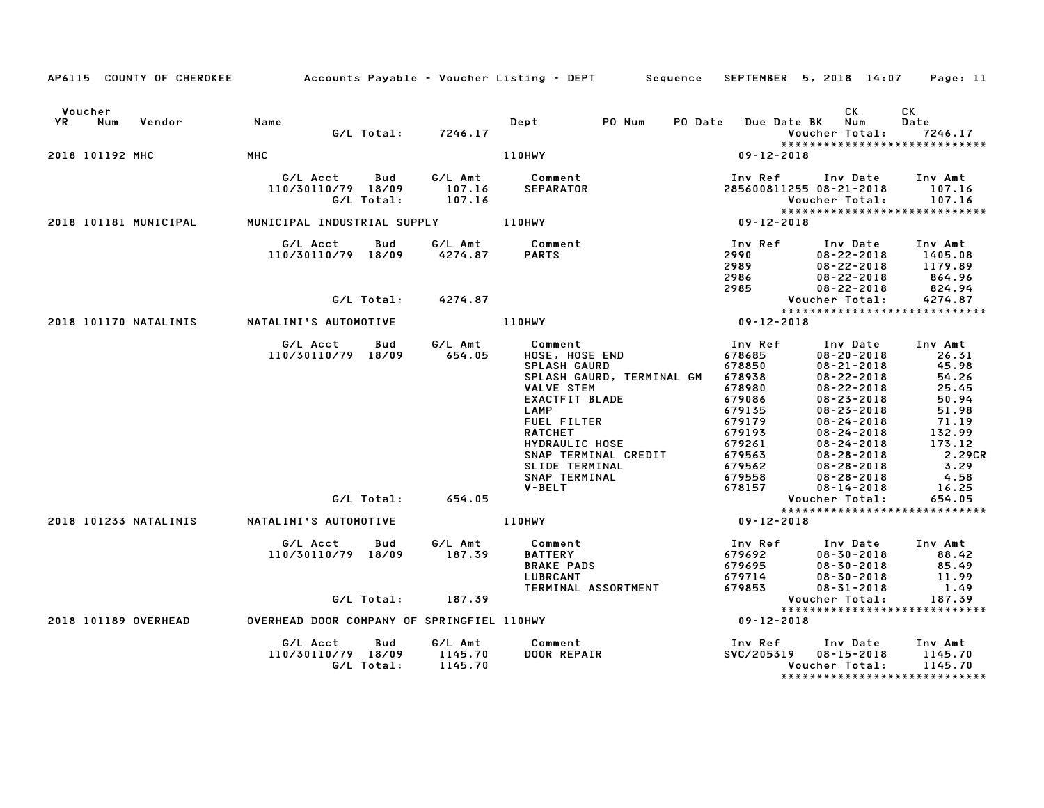AP6115 COUNTY OF CHEROKEE Accounts Payable - Voucher Listing - DEPT Sequence SEPTEMBER 5, 2018 14:07

| Voucher YR | Num | Vendor | Name | Dept | PO Num | PO Date | Due Date BK | CK Num | CK Date |
|---|---|---|---|---|---|---|---|---|---|
| | | | G/L Total: 7246.17 | | | | Voucher Total: | | 7246.17 |

******************************

**2018 101192 MHC** — MHC — 110HWY — 09-12-2018

| G/L Acct | Bud | G/L Amt | Comment | Inv Ref | Inv Date | Inv Amt |
|---|---|---|---|---|---|---|
| 110/30110/79 | 18/09 | 107.16 | SEPARATOR | 285600811255 | 08-21-2018 | 107.16 |
| | G/L Total: | 107.16 | | | Voucher Total: | 107.16 |

******************************

**2018 101181 MUNICIPAL** — MUNICIPAL INDUSTRIAL SUPPLY — 110HWY — 09-12-2018

| G/L Acct | Bud | G/L Amt | Comment | Inv Ref | Inv Date | Inv Amt |
|---|---|---|---|---|---|---|
| 110/30110/79 | 18/09 | 4274.87 | PARTS | 2990 | 08-22-2018 | 1405.08 |
| | | | | 2989 | 08-22-2018 | 1179.89 |
| | | | | 2986 | 08-22-2018 | 864.96 |
| | | | | 2985 | 08-22-2018 | 824.94 |
| | G/L Total: | 4274.87 | | | Voucher Total: | 4274.87 |

******************************

**2018 101170 NATALINIS** — NATALINI'S AUTOMOTIVE — 110HWY — 09-12-2018

| G/L Acct | Bud | G/L Amt | Comment | Inv Ref | Inv Date | Inv Amt |
|---|---|---|---|---|---|---|
| 110/30110/79 | 18/09 | 654.05 | HOSE, HOSE END | 678685 | 08-20-2018 | 26.31 |
| | | | SPLASH GAURD | 678850 | 08-21-2018 | 45.98 |
| | | | SPLASH GAURD, TERMINAL GM | 678938 | 08-22-2018 | 54.26 |
| | | | VALVE STEM | 678980 | 08-22-2018 | 25.45 |
| | | | EXACTFIT BLADE | 679086 | 08-23-2018 | 50.94 |
| | | | LAMP | 679135 | 08-23-2018 | 51.98 |
| | | | FUEL FILTER | 679179 | 08-24-2018 | 71.19 |
| | | | RATCHET | 679193 | 08-24-2018 | 132.99 |
| | | | HYDRAULIC HOSE | 679261 | 08-24-2018 | 173.12 |
| | | | SNAP TERMINAL CREDIT | 679563 | 08-28-2018 | 2.29CR |
| | | | SLIDE TERMINAL | 679562 | 08-28-2018 | 3.29 |
| | | | SNAP TERMINAL | 679558 | 08-28-2018 | 4.58 |
| | | | V-BELT | 678157 | 08-14-2018 | 16.25 |
| | G/L Total: | 654.05 | | | Voucher Total: | 654.05 |

******************************

**2018 101233 NATALINIS** — NATALINI'S AUTOMOTIVE — 110HWY — 09-12-2018

| G/L Acct | Bud | G/L Amt | Comment | Inv Ref | Inv Date | Inv Amt |
|---|---|---|---|---|---|---|
| 110/30110/79 | 18/09 | 187.39 | BATTERY | 679692 | 08-30-2018 | 88.42 |
| | | | BRAKE PADS | 679695 | 08-30-2018 | 85.49 |
| | | | LUBRCANT | 679714 | 08-30-2018 | 11.99 |
| | | | TERMINAL ASSORTMENT | 679853 | 08-31-2018 | 1.49 |
| | G/L Total: | 187.39 | | | Voucher Total: | 187.39 |

******************************

**2018 101189 OVERHEAD** — OVERHEAD DOOR COMPANY OF SPRINGFIEL — 110HWY — 09-12-2018

| G/L Acct | Bud | G/L Amt | Comment | Inv Ref | Inv Date | Inv Amt |
|---|---|---|---|---|---|---|
| 110/30110/79 | 18/09 | 1145.70 | DOOR REPAIR | SVC/205319 | 08-15-2018 | 1145.70 |
| | G/L Total: | 1145.70 | | | Voucher Total: | 1145.70 |

******************************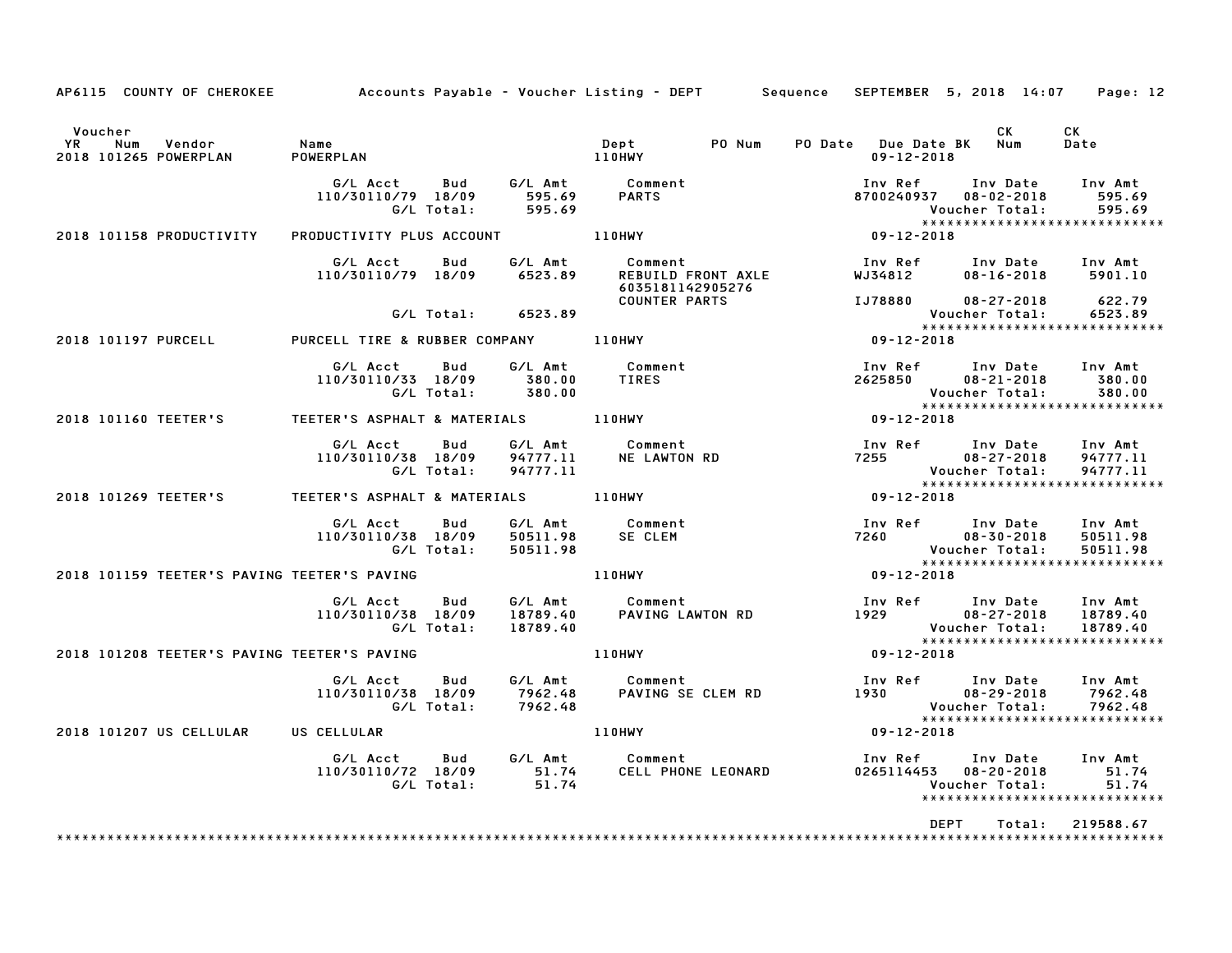AP6115 COUNTY OF CHEROKEE — Accounts Payable - Voucher Listing - DEPT — Sequence — SEPTEMBER 5, 2018 14:07

| Voucher YR | Num | Vendor | Name | Dept | PO Num | PO Date | Due Date | BK | CK Num | CK Date |
|---|---|---|---|---|---|---|---|---|---|---|
| 2018 | 101265 | POWERPLAN | POWERPLAN | 110HWY | | | 09-12-2018 | | | |

| G/L Acct | Bud | G/L Amt | Comment | Inv Ref | Inv Date | Inv Amt |
|---|---|---|---|---|---|---|
| 110/30110/79 | 18/09 | 595.69 | PARTS | 8700240937 | 08-02-2018 | 595.69 |
| | G/L Total: | 595.69 | | | Voucher Total: | 595.69 |

| Voucher YR | Num | Vendor | Name | Dept | Due Date |
|---|---|---|---|---|---|
| 2018 | 101158 | PRODUCTIVITY | PRODUCTIVITY PLUS ACCOUNT | 110HWY | 09-12-2018 |

| G/L Acct | Bud | G/L Amt | Comment | Inv Ref | Inv Date | Inv Amt |
|---|---|---|---|---|---|---|
| 110/30110/79 | 18/09 | 6523.89 | REBUILD FRONT AXLE 6035181142905276 | WJ34812 | 08-16-2018 | 5901.10 |
| | | | COUNTER PARTS | IJ78880 | 08-27-2018 | 622.79 |
| | G/L Total: | 6523.89 | | | Voucher Total: | 6523.89 |

| Voucher YR | Num | Vendor | Name | Dept | Due Date |
|---|---|---|---|---|---|
| 2018 | 101197 | PURCELL | PURCELL TIRE & RUBBER COMPANY | 110HWY | 09-12-2018 |

| G/L Acct | Bud | G/L Amt | Comment | Inv Ref | Inv Date | Inv Amt |
|---|---|---|---|---|---|---|
| 110/30110/33 | 18/09 | 380.00 | TIRES | 2625850 | 08-21-2018 | 380.00 |
| | G/L Total: | 380.00 | | | Voucher Total: | 380.00 |

| Voucher YR | Num | Vendor | Name | Dept | Due Date |
|---|---|---|---|---|---|
| 2018 | 101160 | TEETER'S | TEETER'S ASPHALT & MATERIALS | 110HWY | 09-12-2018 |

| G/L Acct | Bud | G/L Amt | Comment | Inv Ref | Inv Date | Inv Amt |
|---|---|---|---|---|---|---|
| 110/30110/38 | 18/09 | 94777.11 | NE LAWTON RD | 7255 | 08-27-2018 | 94777.11 |
| | G/L Total: | 94777.11 | | | Voucher Total: | 94777.11 |

| Voucher YR | Num | Vendor | Name | Dept | Due Date |
|---|---|---|---|---|---|
| 2018 | 101269 | TEETER'S | TEETER'S ASPHALT & MATERIALS | 110HWY | 09-12-2018 |

| G/L Acct | Bud | G/L Amt | Comment | Inv Ref | Inv Date | Inv Amt |
|---|---|---|---|---|---|---|
| 110/30110/38 | 18/09 | 50511.98 | SE CLEM | 7260 | 08-30-2018 | 50511.98 |
| | G/L Total: | 50511.98 | | | Voucher Total: | 50511.98 |

| Voucher YR | Num | Vendor | Name | Dept | Due Date |
|---|---|---|---|---|---|
| 2018 | 101159 | TEETER'S PAVING | TEETER'S PAVING | 110HWY | 09-12-2018 |

| G/L Acct | Bud | G/L Amt | Comment | Inv Ref | Inv Date | Inv Amt |
|---|---|---|---|---|---|---|
| 110/30110/38 | 18/09 | 18789.40 | PAVING LAWTON RD | 1929 | 08-27-2018 | 18789.40 |
| | G/L Total: | 18789.40 | | | Voucher Total: | 18789.40 |

| Voucher YR | Num | Vendor | Name | Dept | Due Date |
|---|---|---|---|---|---|
| 2018 | 101208 | TEETER'S PAVING | TEETER'S PAVING | 110HWY | 09-12-2018 |

| G/L Acct | Bud | G/L Amt | Comment | Inv Ref | Inv Date | Inv Amt |
|---|---|---|---|---|---|---|
| 110/30110/38 | 18/09 | 7962.48 | PAVING SE CLEM RD | 1930 | 08-29-2018 | 7962.48 |
| | G/L Total: | 7962.48 | | | Voucher Total: | 7962.48 |

| Voucher YR | Num | Vendor | Name | Dept | Due Date |
|---|---|---|---|---|---|
| 2018 | 101207 | US CELLULAR | US CELLULAR | 110HWY | 09-12-2018 |

| G/L Acct | Bud | G/L Amt | Comment | Inv Ref | Inv Date | Inv Amt |
|---|---|---|---|---|---|---|
| 110/30110/72 | 18/09 | 51.74 | CELL PHONE LEONARD | 0265114453 | 08-20-2018 | 51.74 |
| | G/L Total: | 51.74 | | | Voucher Total: | 51.74 |

DEPT Total: 219588.67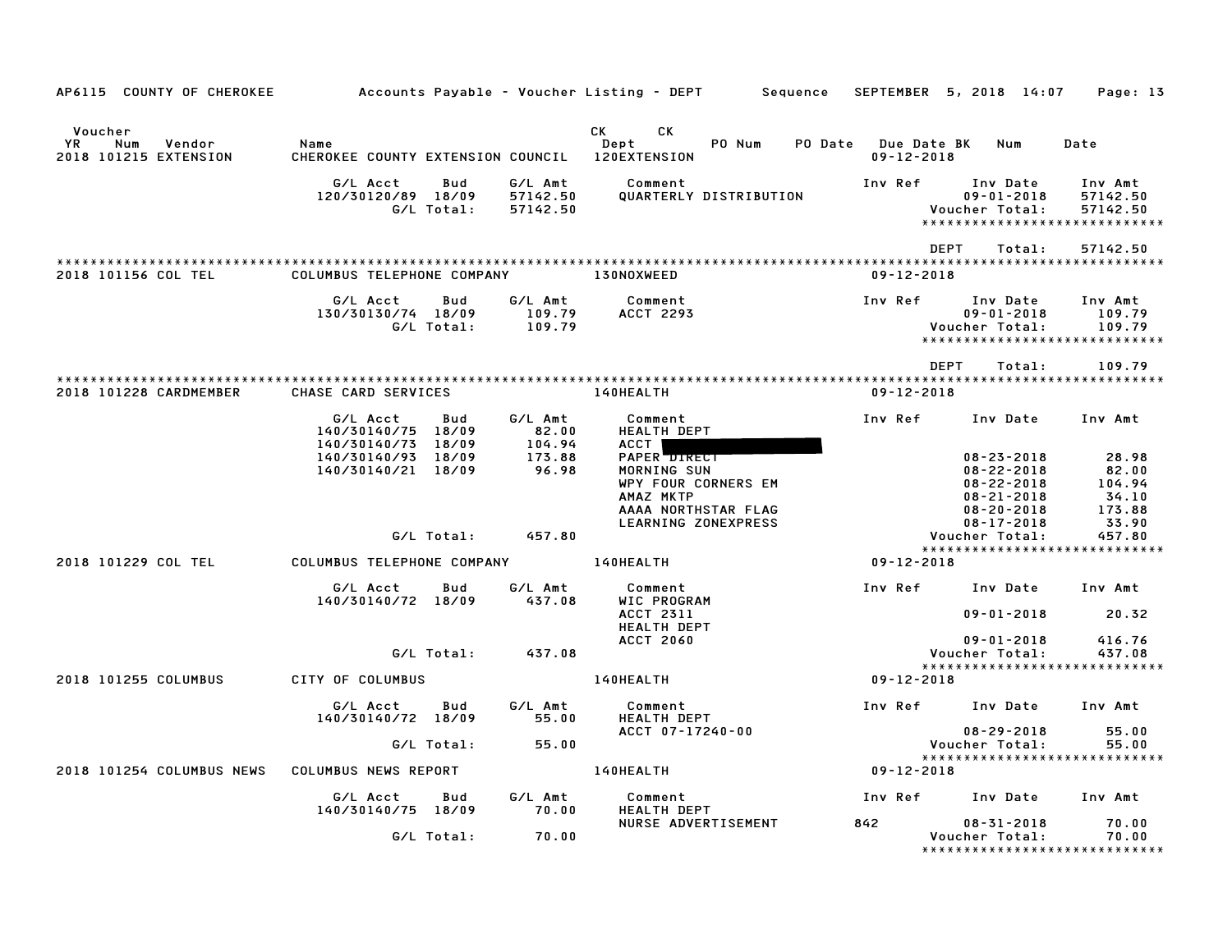AP6115 COUNTY OF CHEROKEE — Accounts Payable - Voucher Listing - DEPT — Sequence — SEPTEMBER 5, 2018 14:07

| Voucher YR | Num | Vendor | Name | CK Dept | CK | PO Num | PO Date | Due Date | BK | Num | Date |
|---|---|---|---|---|---|---|---|---|---|---|---|
| 2018 | 101215 | EXTENSION | CHEROKEE COUNTY EXTENSION COUNCIL | 120EXTENSION | | | | 09-12-2018 | | | |

| G/L Acct | Bud | G/L Amt | Comment | Inv Ref | Inv Date | Inv Amt |
|---|---|---|---|---|---|---|
| 120/30120/89 | 18/09 | 57142.50 | QUARTERLY DISTRIBUTION | | 09-01-2018 | 57142.50 |
| | G/L Total: | 57142.50 | | | Voucher Total: | 57142.50 |

DEPT Total: 57142.50

| YR | Num | Vendor | Name | Dept | Due Date |
|---|---|---|---|---|---|
| 2018 | 101156 | COL TEL | COLUMBUS TELEPHONE COMPANY | 130NOXWEED | 09-12-2018 |

| G/L Acct | Bud | G/L Amt | Comment | Inv Ref | Inv Date | Inv Amt |
|---|---|---|---|---|---|---|
| 130/30130/74 | 18/09 | 109.79 | ACCT 2293 | | 09-01-2018 | 109.79 |
| | G/L Total: | 109.79 | | | Voucher Total: | 109.79 |

DEPT Total: 109.79

| YR | Num | Vendor | Name | Dept | Due Date |
|---|---|---|---|---|---|
| 2018 | 101228 | CARDMEMBER | CHASE CARD SERVICES | 140HEALTH | 09-12-2018 |

| G/L Acct | Bud | G/L Amt | Comment | Inv Ref | Inv Date | Inv Amt |
|---|---|---|---|---|---|---|
| 140/30140/75 | 18/09 | 82.00 | HEALTH DEPT | | | |
| 140/30140/73 | 18/09 | 104.94 | ACCT [REDACTED] | | | |
| 140/30140/93 | 18/09 | 173.88 | PAPER DIRECT | | 08-23-2018 | 28.98 |
| 140/30140/21 | 18/09 | 96.98 | MORNING SUN | | 08-22-2018 | 82.00 |
| | | | WPY FOUR CORNERS EM | | 08-22-2018 | 104.94 |
| | | | AMAZ MKTP | | 08-21-2018 | 34.10 |
| | | | AAAA NORTHSTAR FLAG | | 08-20-2018 | 173.88 |
| | | | LEARNING ZONEXPRESS | | 08-17-2018 | 33.90 |
| | G/L Total: | 457.80 | | | Voucher Total: | 457.80 |

| YR | Num | Vendor | Name | Dept | Due Date |
|---|---|---|---|---|---|
| 2018 | 101229 | COL TEL | COLUMBUS TELEPHONE COMPANY | 140HEALTH | 09-12-2018 |

| G/L Acct | Bud | G/L Amt | Comment | Inv Ref | Inv Date | Inv Amt |
|---|---|---|---|---|---|---|
| 140/30140/72 | 18/09 | 437.08 | WIC PROGRAM | | | |
| | | | ACCT 2311 | | 09-01-2018 | 20.32 |
| | | | HEALTH DEPT | | | |
| | | | ACCT 2060 | | 09-01-2018 | 416.76 |
| | G/L Total: | 437.08 | | | Voucher Total: | 437.08 |

| YR | Num | Vendor | Name | Dept | Due Date |
|---|---|---|---|---|---|
| 2018 | 101255 | COLUMBUS | CITY OF COLUMBUS | 140HEALTH | 09-12-2018 |

| G/L Acct | Bud | G/L Amt | Comment | Inv Ref | Inv Date | Inv Amt |
|---|---|---|---|---|---|---|
| 140/30140/72 | 18/09 | 55.00 | HEALTH DEPT | | | |
| | | | ACCT 07-17240-00 | | 08-29-2018 | 55.00 |
| | G/L Total: | 55.00 | | | Voucher Total: | 55.00 |

| YR | Num | Vendor | Name | Dept | Due Date |
|---|---|---|---|---|---|
| 2018 | 101254 | COLUMBUS NEWS | COLUMBUS NEWS REPORT | 140HEALTH | 09-12-2018 |

| G/L Acct | Bud | G/L Amt | Comment | Inv Ref | Inv Date | Inv Amt |
|---|---|---|---|---|---|---|
| 140/30140/75 | 18/09 | 70.00 | HEALTH DEPT | | | |
| | | | NURSE ADVERTISEMENT | 842 | 08-31-2018 | 70.00 |
| | G/L Total: | 70.00 | | | Voucher Total: | 70.00 |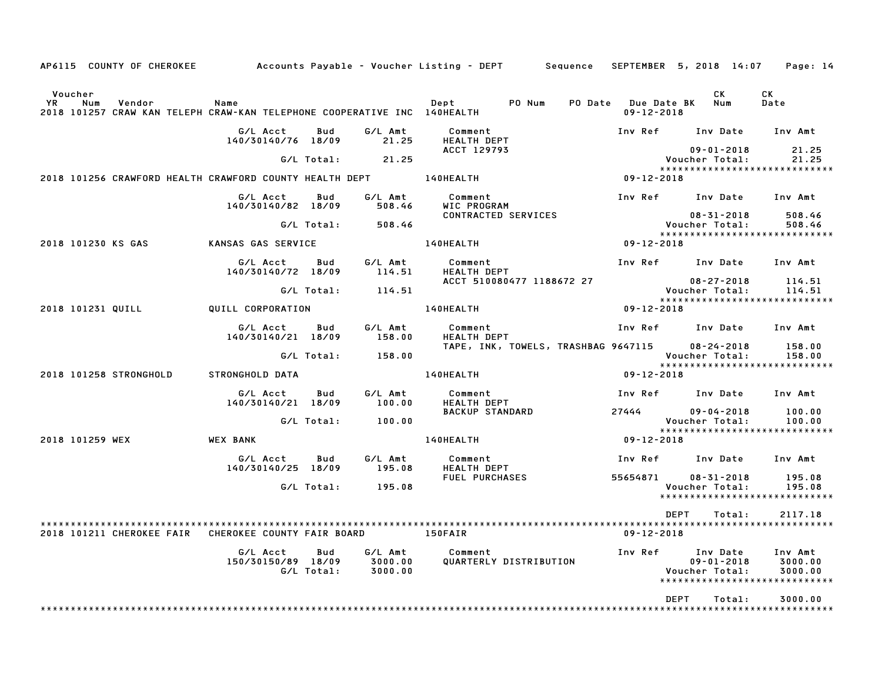AP6115 COUNTY OF CHEROKEE — Accounts Payable - Voucher Listing - DEPT — Sequence — SEPTEMBER 5, 2018 14:07

| Voucher YR | Num | Vendor | Name | Dept | PO Num | PO Date | Due Date | BK | CK Num | CK Date |
|---|---|---|---|---|---|---|---|---|---|---|
| 2018 | 101257 | CRAW KAN TELEPH | CRAW-KAN TELEPHONE COOPERATIVE INC | 140HEALTH | | | 09-12-2018 | | | |

| G/L Acct | Bud | G/L Amt | Comment | Inv Ref | Inv Date | Inv Amt |
|---|---|---|---|---|---|---|
| 140/30140/76 | 18/09 | 21.25 | HEALTH DEPT | | | |
| | | | ACCT 129793 | | 09-01-2018 | 21.25 |
| | G/L Total: | 21.25 | | | Voucher Total: | 21.25 |

****************************

| Voucher YR | Num | Vendor | Name | Dept | Due Date |
|---|---|---|---|---|---|
| 2018 | 101256 | CRAWFORD HEALTH | CRAWFORD COUNTY HEALTH DEPT | 140HEALTH | 09-12-2018 |

| G/L Acct | Bud | G/L Amt | Comment | Inv Ref | Inv Date | Inv Amt |
|---|---|---|---|---|---|---|
| 140/30140/82 | 18/09 | 508.46 | WIC PROGRAM | | | |
| | | | CONTRACTED SERVICES | | 08-31-2018 | 508.46 |
| | G/L Total: | 508.46 | | | Voucher Total: | 508.46 |

****************************

| Voucher YR | Num | Vendor | Name | Dept | Due Date |
|---|---|---|---|---|---|
| 2018 | 101230 | KS GAS | KANSAS GAS SERVICE | 140HEALTH | 09-12-2018 |

| G/L Acct | Bud | G/L Amt | Comment | Inv Ref | Inv Date | Inv Amt |
|---|---|---|---|---|---|---|
| 140/30140/72 | 18/09 | 114.51 | HEALTH DEPT | | | |
| | | | ACCT 510080477 1188672 27 | | 08-27-2018 | 114.51 |
| | G/L Total: | 114.51 | | | Voucher Total: | 114.51 |

****************************

| Voucher YR | Num | Vendor | Name | Dept | Due Date |
|---|---|---|---|---|---|
| 2018 | 101231 | QUILL | QUILL CORPORATION | 140HEALTH | 09-12-2018 |

| G/L Acct | Bud | G/L Amt | Comment | Inv Ref | Inv Date | Inv Amt |
|---|---|---|---|---|---|---|
| 140/30140/21 | 18/09 | 158.00 | HEALTH DEPT | | | |
| | | | TAPE, INK, TOWELS, TRASHBAG | 9647115 | 08-24-2018 | 158.00 |
| | G/L Total: | 158.00 | | | Voucher Total: | 158.00 |

****************************

| Voucher YR | Num | Vendor | Name | Dept | Due Date |
|---|---|---|---|---|---|
| 2018 | 101258 | STRONGHOLD | STRONGHOLD DATA | 140HEALTH | 09-12-2018 |

| G/L Acct | Bud | G/L Amt | Comment | Inv Ref | Inv Date | Inv Amt |
|---|---|---|---|---|---|---|
| 140/30140/21 | 18/09 | 100.00 | HEALTH DEPT | | | |
| | | | BACKUP STANDARD | 27444 | 09-04-2018 | 100.00 |
| | G/L Total: | 100.00 | | | Voucher Total: | 100.00 |

****************************

| Voucher YR | Num | Vendor | Name | Dept | Due Date |
|---|---|---|---|---|---|
| 2018 | 101259 | WEX | WEX BANK | 140HEALTH | 09-12-2018 |

| G/L Acct | Bud | G/L Amt | Comment | Inv Ref | Inv Date | Inv Amt |
|---|---|---|---|---|---|---|
| 140/30140/25 | 18/09 | 195.08 | HEALTH DEPT | | | |
| | | | FUEL PURCHASES | 55654871 | 08-31-2018 | 195.08 |
| | G/L Total: | 195.08 | | | Voucher Total: | 195.08 |

****************************

DEPT Total: 2117.18

****************************

| Voucher YR | Num | Vendor | Name | Dept | Due Date |
|---|---|---|---|---|---|
| 2018 | 101211 | CHEROKEE FAIR | CHEROKEE COUNTY FAIR BOARD | 150FAIR | 09-12-2018 |

| G/L Acct | Bud | G/L Amt | Comment | Inv Ref | Inv Date | Inv Amt |
|---|---|---|---|---|---|---|
| 150/30150/89 | 18/09 | 3000.00 | QUARTERLY DISTRIBUTION | | 09-01-2018 | 3000.00 |
| | G/L Total: | 3000.00 | | | Voucher Total: | 3000.00 |

****************************

DEPT Total: 3000.00

****************************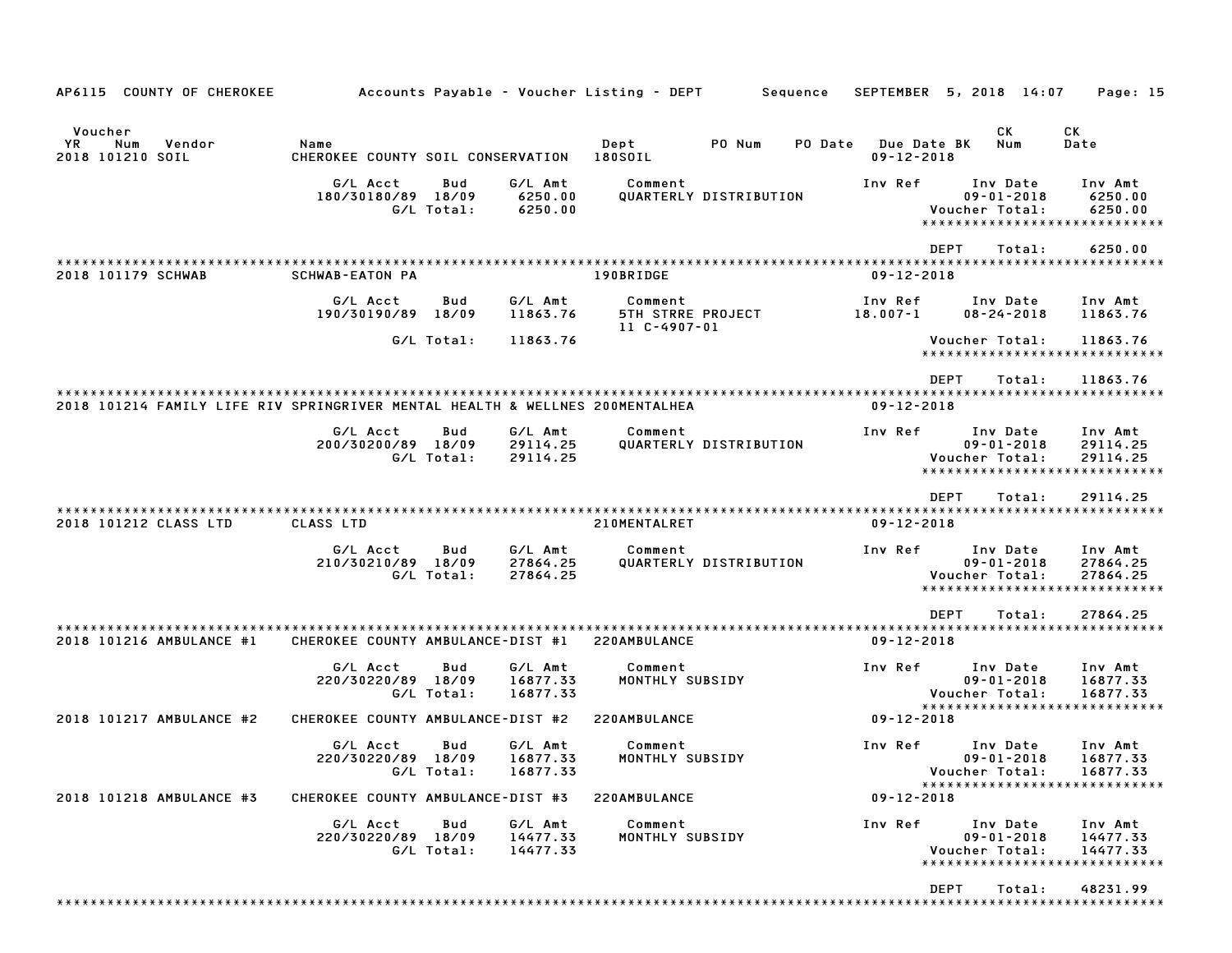AP6115 COUNTY OF CHEROKEE    Accounts Payable - Voucher Listing - DEPT    Sequence    SEPTEMBER 5, 2018 14:07

| Voucher YR | Num | Vendor | Name | Dept | PO Num | PO Date | Due Date BK | CK Num | CK Date |
|---|---|---|---|---|---|---|---|---|---|
| 2018 | 101210 | SOIL | CHEROKEE COUNTY SOIL CONSERVATION | 180SOIL | | | 09-12-2018 | | |

| G/L Acct | Bud | G/L Amt | Comment | Inv Ref | Inv Date | Inv Amt |
|---|---|---|---|---|---|---|
| 180/30180/89 | 18/09 | 6250.00 | QUARTERLY DISTRIBUTION | | 09-01-2018 | 6250.00 |
| | G/L Total: | 6250.00 | | | Voucher Total: | 6250.00 |

DEPT Total: 6250.00

| Voucher YR | Num | Vendor | Name | Dept | PO Num | PO Date | Due Date BK | CK Num | CK Date |
|---|---|---|---|---|---|---|---|---|---|
| 2018 | 101179 | SCHWAB | SCHWAB-EATON PA | 190BRIDGE | | | 09-12-2018 | | |

| G/L Acct | Bud | G/L Amt | Comment | Inv Ref | Inv Date | Inv Amt |
|---|---|---|---|---|---|---|
| 190/30190/89 | 18/09 | 11863.76 | 5TH STRRE PROJECT 11 C-4907-01 | 18.007-1 | 08-24-2018 | 11863.76 |
| | G/L Total: | 11863.76 | | | Voucher Total: | 11863.76 |

DEPT Total: 11863.76

| Voucher YR | Num | Vendor | Name | Dept | PO Num | PO Date | Due Date BK | CK Num | CK Date |
|---|---|---|---|---|---|---|---|---|---|
| 2018 | 101214 | FAMILY LIFE RIV | SPRINGRIVER MENTAL HEALTH & WELLNES | 200MENTALHEA | | | 09-12-2018 | | |

| G/L Acct | Bud | G/L Amt | Comment | Inv Ref | Inv Date | Inv Amt |
|---|---|---|---|---|---|---|
| 200/30200/89 | 18/09 | 29114.25 | QUARTERLY DISTRIBUTION | | 09-01-2018 | 29114.25 |
| | G/L Total: | 29114.25 | | | Voucher Total: | 29114.25 |

DEPT Total: 29114.25

| Voucher YR | Num | Vendor | Name | Dept | PO Num | PO Date | Due Date BK | CK Num | CK Date |
|---|---|---|---|---|---|---|---|---|---|
| 2018 | 101212 | CLASS LTD | CLASS LTD | 210MENTALRET | | | 09-12-2018 | | |

| G/L Acct | Bud | G/L Amt | Comment | Inv Ref | Inv Date | Inv Amt |
|---|---|---|---|---|---|---|
| 210/30210/89 | 18/09 | 27864.25 | QUARTERLY DISTRIBUTION | | 09-01-2018 | 27864.25 |
| | G/L Total: | 27864.25 | | | Voucher Total: | 27864.25 |

DEPT Total: 27864.25

| Voucher YR | Num | Vendor | Name | Dept | PO Num | PO Date | Due Date BK | CK Num | CK Date |
|---|---|---|---|---|---|---|---|---|---|
| 2018 | 101216 | AMBULANCE #1 | CHEROKEE COUNTY AMBULANCE-DIST #1 | 220AMBULANCE | | | 09-12-2018 | | |

| G/L Acct | Bud | G/L Amt | Comment | Inv Ref | Inv Date | Inv Amt |
|---|---|---|---|---|---|---|
| 220/30220/89 | 18/09 | 16877.33 | MONTHLY SUBSIDY | | 09-01-2018 | 16877.33 |
| | G/L Total: | 16877.33 | | | Voucher Total: | 16877.33 |

| Voucher YR | Num | Vendor | Name | Dept | PO Num | PO Date | Due Date BK | CK Num | CK Date |
|---|---|---|---|---|---|---|---|---|---|
| 2018 | 101217 | AMBULANCE #2 | CHEROKEE COUNTY AMBULANCE-DIST #2 | 220AMBULANCE | | | 09-12-2018 | | |

| G/L Acct | Bud | G/L Amt | Comment | Inv Ref | Inv Date | Inv Amt |
|---|---|---|---|---|---|---|
| 220/30220/89 | 18/09 | 16877.33 | MONTHLY SUBSIDY | | 09-01-2018 | 16877.33 |
| | G/L Total: | 16877.33 | | | Voucher Total: | 16877.33 |

| Voucher YR | Num | Vendor | Name | Dept | PO Num | PO Date | Due Date BK | CK Num | CK Date |
|---|---|---|---|---|---|---|---|---|---|
| 2018 | 101218 | AMBULANCE #3 | CHEROKEE COUNTY AMBULANCE-DIST #3 | 220AMBULANCE | | | 09-12-2018 | | |

| G/L Acct | Bud | G/L Amt | Comment | Inv Ref | Inv Date | Inv Amt |
|---|---|---|---|---|---|---|
| 220/30220/89 | 18/09 | 14477.33 | MONTHLY SUBSIDY | | 09-01-2018 | 14477.33 |
| | G/L Total: | 14477.33 | | | Voucher Total: | 14477.33 |

DEPT Total: 48231.99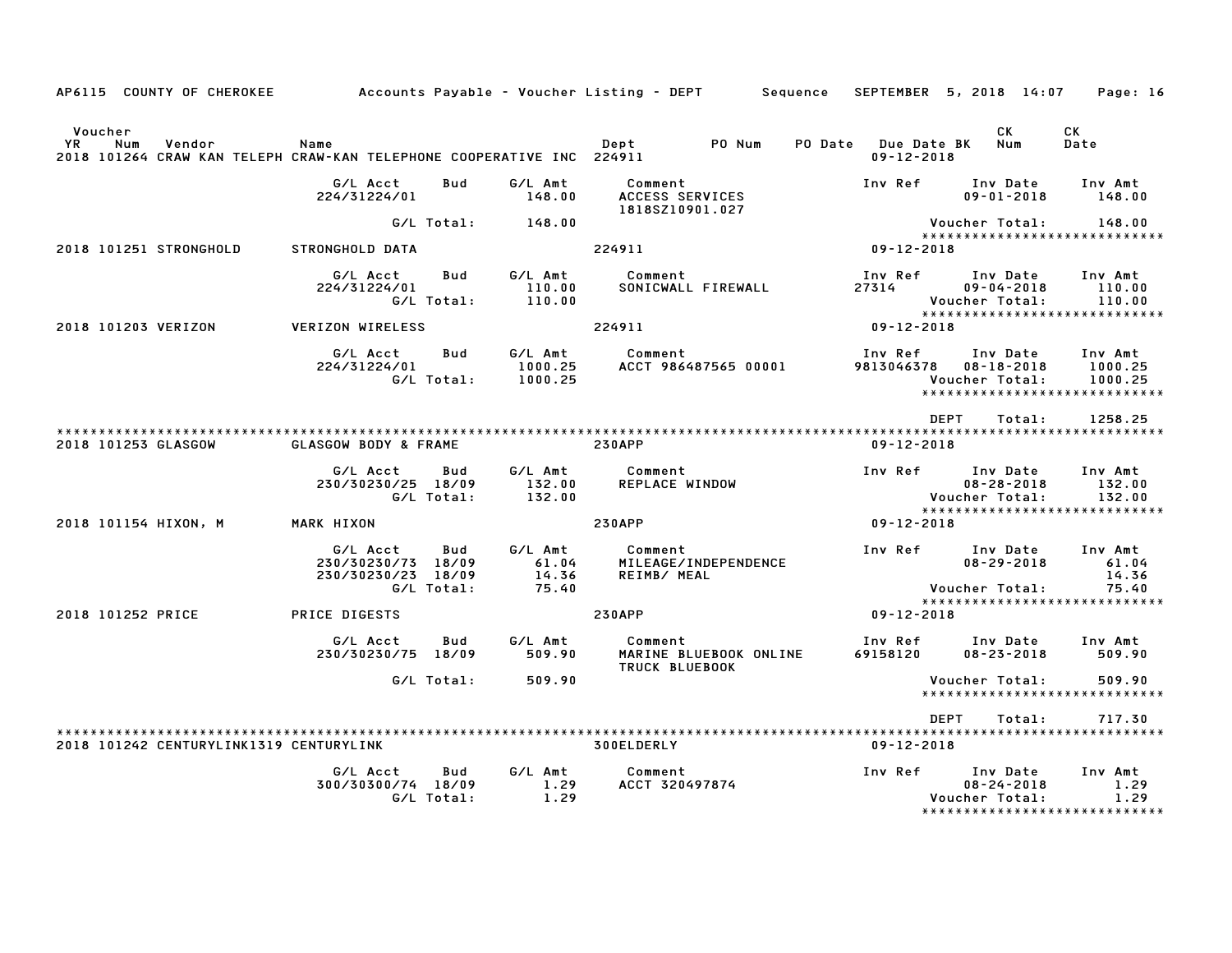AP6115 COUNTY OF CHEROKEE Accounts Payable - Voucher Listing - DEPT Sequence SEPTEMBER 5, 2018 14:07

| Voucher YR | Num | Vendor | Name | Dept | PO Num | PO Date | Due Date BK | CK Num | CK Date |
|---|---|---|---|---|---|---|---|---|---|
| 2018 | 101264 | CRAW KAN TELEPH | CRAW-KAN TELEPHONE COOPERATIVE INC | 224911 | | | 09-12-2018 | | |

| G/L Acct | Bud | G/L Amt | Comment | Inv Ref | Inv Date | Inv Amt |
|---|---|---|---|---|---|---|
| 224/31224/01 | | 148.00 | ACCESS SERVICES 1818SZ10901.027 | | 09-01-2018 | 148.00 |
| | G/L Total: | 148.00 | | | Voucher Total: | 148.00 |

*****************************

2018 101251 STRONGHOLD — STRONGHOLD DATA — 224911 — 09-12-2018

| G/L Acct | Bud | G/L Amt | Comment | Inv Ref | Inv Date | Inv Amt |
|---|---|---|---|---|---|---|
| 224/31224/01 | | 110.00 | SONICWALL FIREWALL | 27314 | 09-04-2018 | 110.00 |
| | G/L Total: | 110.00 | | | Voucher Total: | 110.00 |

*****************************

2018 101203 VERIZON — VERIZON WIRELESS — 224911 — 09-12-2018

| G/L Acct | Bud | G/L Amt | Comment | Inv Ref | Inv Date | Inv Amt |
|---|---|---|---|---|---|---|
| 224/31224/01 | | 1000.25 | ACCT 986487565 00001 | 9813046378 | 08-18-2018 | 1000.25 |
| | G/L Total: | 1000.25 | | | Voucher Total: | 1000.25 |

*****************************

DEPT Total: 1258.25

*****************************

2018 101253 GLASGOW — GLASGOW BODY & FRAME — 230APP — 09-12-2018

| G/L Acct | Bud | G/L Amt | Comment | Inv Ref | Inv Date | Inv Amt |
|---|---|---|---|---|---|---|
| 230/30230/25 | 18/09 | 132.00 | REPLACE WINDOW | | 08-28-2018 | 132.00 |
| | G/L Total: | 132.00 | | | Voucher Total: | 132.00 |

*****************************

2018 101154 HIXON, M — MARK HIXON — 230APP — 09-12-2018

| G/L Acct | Bud | G/L Amt | Comment | Inv Ref | Inv Date | Inv Amt |
|---|---|---|---|---|---|---|
| 230/30230/73 | 18/09 | 61.04 | MILEAGE/INDEPENDENCE | | 08-29-2018 | 61.04 |
| 230/30230/23 | 18/09 | 14.36 | REIMB/ MEAL | | | 14.36 |
| | G/L Total: | 75.40 | | | Voucher Total: | 75.40 |

*****************************

2018 101252 PRICE — PRICE DIGESTS — 230APP — 09-12-2018

| G/L Acct | Bud | G/L Amt | Comment | Inv Ref | Inv Date | Inv Amt |
|---|---|---|---|---|---|---|
| 230/30230/75 | 18/09 | 509.90 | MARINE BLUEBOOK ONLINE TRUCK BLUEBOOK | 69158120 | 08-23-2018 | 509.90 |
| | G/L Total: | 509.90 | | | Voucher Total: | 509.90 |

*****************************

DEPT Total: 717.30

*****************************

2018 101242 CENTURYLINK1319 — CENTURYLINK — 300ELDERLY — 09-12-2018

| G/L Acct | Bud | G/L Amt | Comment | Inv Ref | Inv Date | Inv Amt |
|---|---|---|---|---|---|---|
| 300/30300/74 | 18/09 | 1.29 | ACCT 320497874 | | 08-24-2018 | 1.29 |
| | G/L Total: | 1.29 | | | Voucher Total: | 1.29 |

*****************************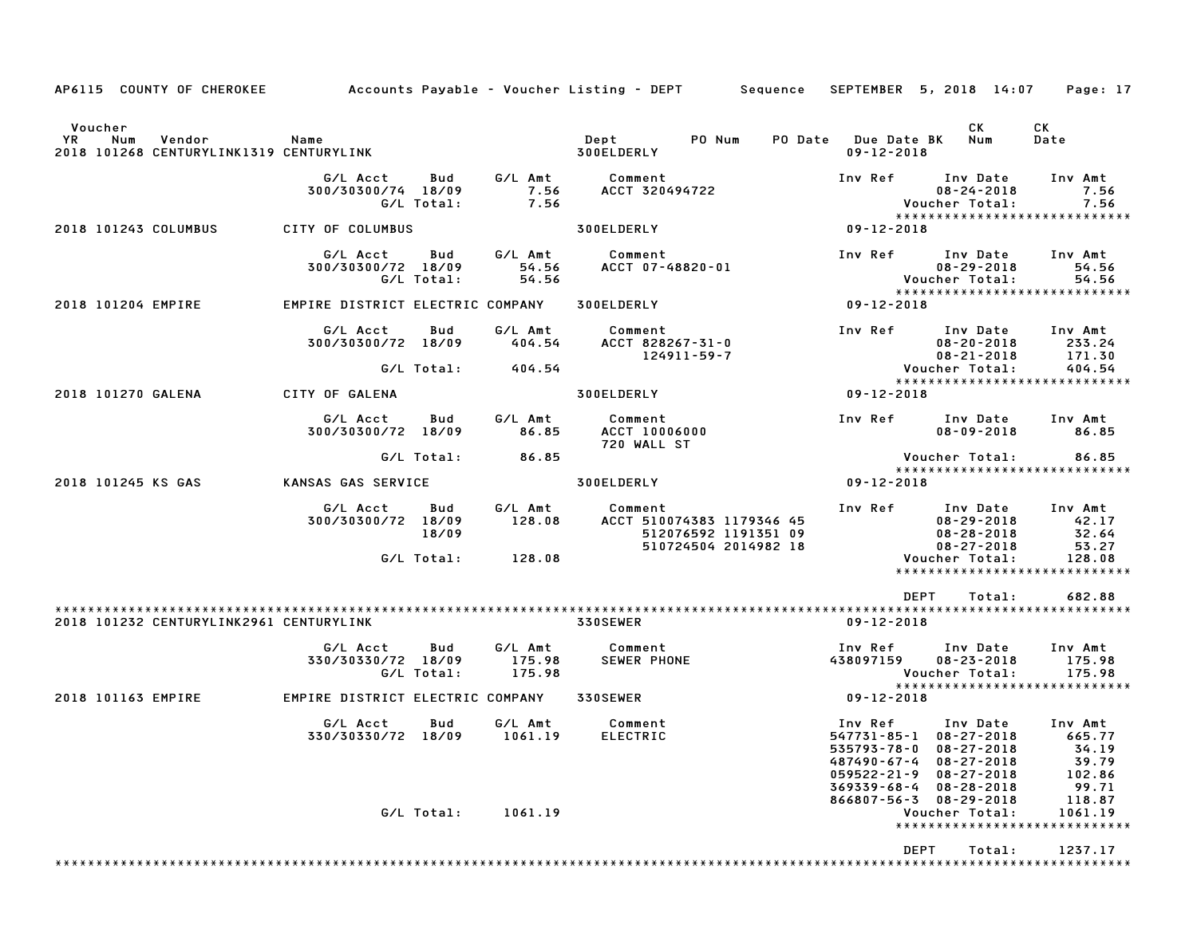AP6115 COUNTY OF CHEROKEE Accounts Payable - Voucher Listing - DEPT Sequence SEPTEMBER 5, 2018 14:07

| Voucher YR | Num | Vendor | Name | Dept | PO Num | PO Date | Due Date BK | CK Num | CK Date |
|---|---|---|---|---|---|---|---|---|---|
| 2018 | 101268 | CENTURYLINK1319 | CENTURYLINK | 300ELDERLY | | | 09-12-2018 | | |

| G/L Acct | Bud | G/L Amt | Comment | Inv Ref | Inv Date | Inv Amt |
|---|---|---|---|---|---|---|
| 300/30300/74 | 18/09 | 7.56 | ACCT 320494722 | | 08-24-2018 | 7.56 |
| | G/L Total: | 7.56 | | | Voucher Total: | 7.56 |

2018 101243 COLUMBUS — CITY OF COLUMBUS — 300ELDERLY — 09-12-2018

| G/L Acct | Bud | G/L Amt | Comment | Inv Ref | Inv Date | Inv Amt |
|---|---|---|---|---|---|---|
| 300/30300/72 | 18/09 | 54.56 | ACCT 07-48820-01 | | 08-29-2018 | 54.56 |
| | G/L Total: | 54.56 | | | Voucher Total: | 54.56 |

2018 101204 EMPIRE — EMPIRE DISTRICT ELECTRIC COMPANY — 300ELDERLY — 09-12-2018

| G/L Acct | Bud | G/L Amt | Comment | Inv Ref | Inv Date | Inv Amt |
|---|---|---|---|---|---|---|
| 300/30300/72 | 18/09 | 404.54 | ACCT 828267-31-0 | | 08-20-2018 | 233.24 |
| | | | 124911-59-7 | | 08-21-2018 | 171.30 |
| | G/L Total: | 404.54 | | | Voucher Total: | 404.54 |

2018 101270 GALENA — CITY OF GALENA — 300ELDERLY — 09-12-2018

| G/L Acct | Bud | G/L Amt | Comment | Inv Ref | Inv Date | Inv Amt |
|---|---|---|---|---|---|---|
| 300/30300/72 | 18/09 | 86.85 | ACCT 10006000 | | 08-09-2018 | 86.85 |
| | | | 720 WALL ST | | | |
| | G/L Total: | 86.85 | | | Voucher Total: | 86.85 |

2018 101245 KS GAS — KANSAS GAS SERVICE — 300ELDERLY — 09-12-2018

| G/L Acct | Bud | G/L Amt | Comment | Inv Ref | Inv Date | Inv Amt |
|---|---|---|---|---|---|---|
| 300/30300/72 | 18/09 | 128.08 | ACCT 510074383 1179346 45 | | 08-29-2018 | 42.17 |
| | 18/09 | | 512076592 1191351 09 | | 08-28-2018 | 32.64 |
| | | | 510724504 2014982 18 | | 08-27-2018 | 53.27 |
| | G/L Total: | 128.08 | | | Voucher Total: | 128.08 |

DEPT Total: 682.88

2018 101232 CENTURYLINK2961 — CENTURYLINK — 330SEWER — 09-12-2018

| G/L Acct | Bud | G/L Amt | Comment | Inv Ref | Inv Date | Inv Amt |
|---|---|---|---|---|---|---|
| 330/30330/72 | 18/09 | 175.98 | SEWER PHONE | 438097159 | 08-23-2018 | 175.98 |
| | G/L Total: | 175.98 | | | Voucher Total: | 175.98 |

2018 101163 EMPIRE — EMPIRE DISTRICT ELECTRIC COMPANY — 330SEWER — 09-12-2018

| G/L Acct | Bud | G/L Amt | Comment | Inv Ref | Inv Date | Inv Amt |
|---|---|---|---|---|---|---|
| 330/30330/72 | 18/09 | 1061.19 | ELECTRIC | 547731-85-1 | 08-27-2018 | 665.77 |
| | | | | 535793-78-0 | 08-27-2018 | 34.19 |
| | | | | 487490-67-4 | 08-27-2018 | 39.79 |
| | | | | 059522-21-9 | 08-27-2018 | 102.86 |
| | | | | 369339-68-4 | 08-28-2018 | 99.71 |
| | | | | 866807-56-3 | 08-29-2018 | 118.87 |
| | G/L Total: | 1061.19 | | | Voucher Total: | 1061.19 |

DEPT Total: 1237.17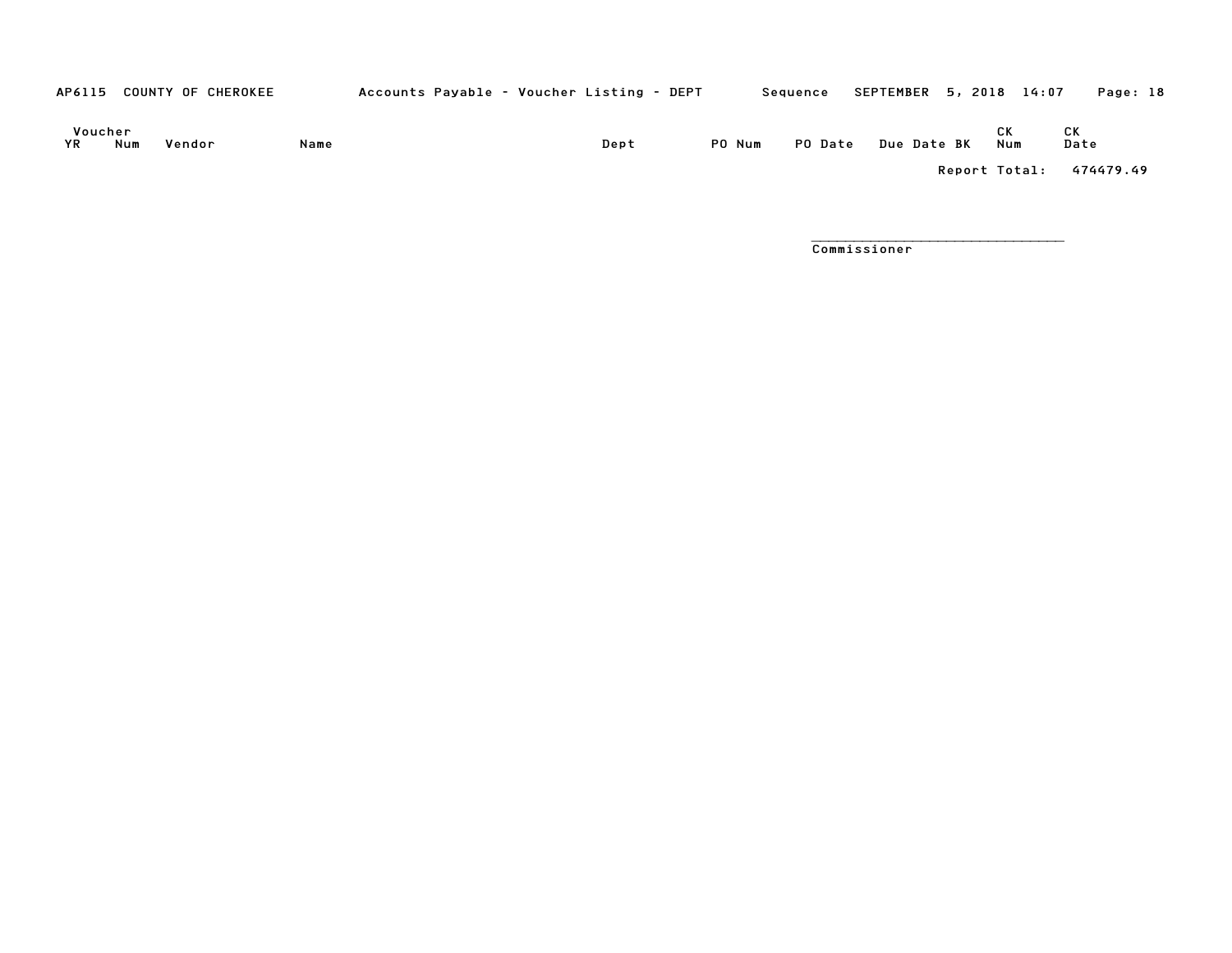AP6115 COUNTY OF CHEROKEE Accounts Payable - Voucher Listing - DEPT Sequence SEPTEMBER 5, 2018 14:07

| Voucher YR | Num | Vendor | Name | Dept | PO Num | PO Date | Due Date BK | CK Num | CK Date |
|---|---|---|---|---|---|---|---|---|---|

Report Total: 474479.49

\_\_\_\_\_\_\_\_\_\_\_\_\_\_\_\_\_\_\_\_\_\_\_\_\_\_\_\_\_\_

Commissioner